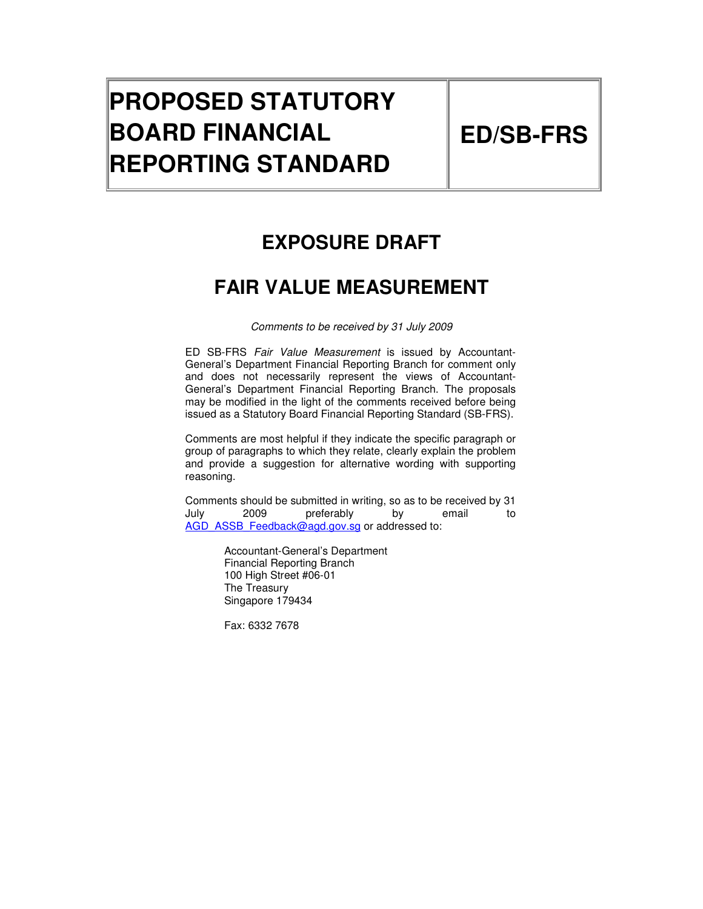| **PROPOSED STATUTORY BOARD FINANCIAL REPORTING STANDARD** | **ED/SB-FRS** |
| --- | --- |

# EXPOSURE DRAFT

# FAIR VALUE MEASUREMENT

*Comments to be received by 31 July 2009*

ED SB-FRS *Fair Value Measurement* is issued by Accountant-General's Department Financial Reporting Branch for comment only and does not necessarily represent the views of Accountant-General's Department Financial Reporting Branch. The proposals may be modified in the light of the comments received before being issued as a Statutory Board Financial Reporting Standard (SB-FRS).

Comments are most helpful if they indicate the specific paragraph or group of paragraphs to which they relate, clearly explain the problem and provide a suggestion for alternative wording with supporting reasoning.

Comments should be submitted in writing, so as to be received by 31 July 2009 preferably by email to AGD_ASSB_Feedback@agd.gov.sg or addressed to:

Accountant-General's Department
Financial Reporting Branch
100 High Street #06-01
The Treasury
Singapore 179434

Fax: 6332 7678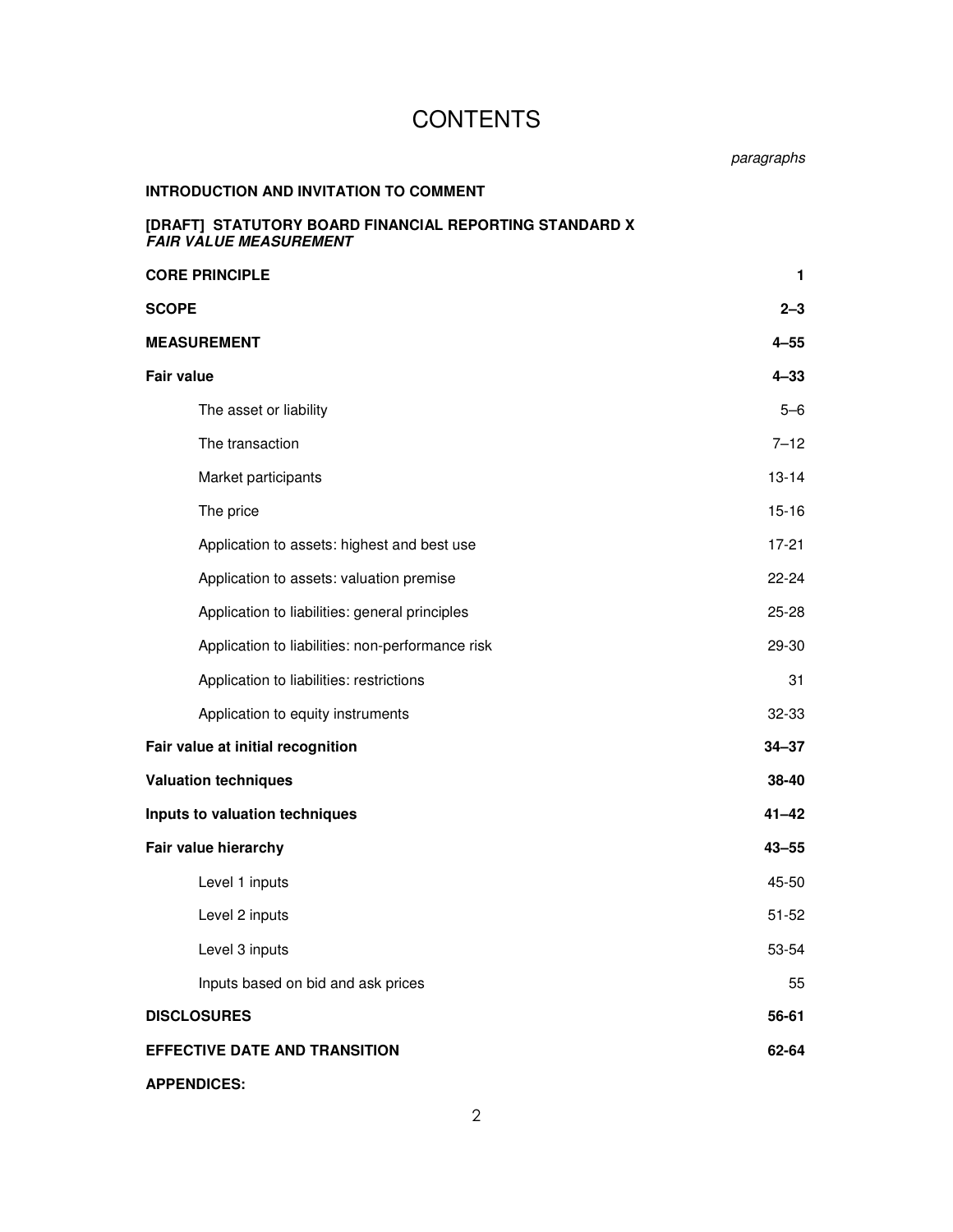# CONTENTS

| | *paragraphs* |
|---|---|
| **INTRODUCTION AND INVITATION TO COMMENT** | |
| **[DRAFT] STATUTORY BOARD FINANCIAL REPORTING STANDARD X** ***FAIR VALUE MEASUREMENT*** | |
| **CORE PRINCIPLE** | **1** |
| **SCOPE** | **2–3** |
| **MEASUREMENT** | **4–55** |
| **Fair value** | **4–33** |
| The asset or liability | 5–6 |
| The transaction | 7–12 |
| Market participants | 13-14 |
| The price | 15-16 |
| Application to assets: highest and best use | 17-21 |
| Application to assets: valuation premise | 22-24 |
| Application to liabilities: general principles | 25-28 |
| Application to liabilities: non-performance risk | 29-30 |
| Application to liabilities: restrictions | 31 |
| Application to equity instruments | 32-33 |
| **Fair value at initial recognition** | **34–37** |
| **Valuation techniques** | **38-40** |
| **Inputs to valuation techniques** | **41–42** |
| **Fair value hierarchy** | **43–55** |
| Level 1 inputs | 45-50 |
| Level 2 inputs | 51-52 |
| Level 3 inputs | 53-54 |
| Inputs based on bid and ask prices | 55 |
| **DISCLOSURES** | **56-61** |
| **EFFECTIVE DATE AND TRANSITION** | **62-64** |
| **APPENDICES:** | |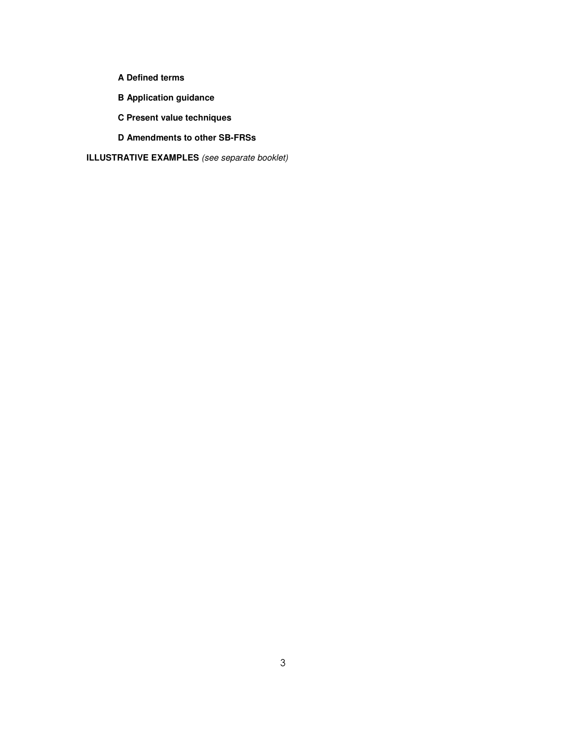**A Defined terms**

**B Application guidance**

**C Present value techniques**

**D Amendments to other SB-FRSs**

**ILLUSTRATIVE EXAMPLES** *(see separate booklet)*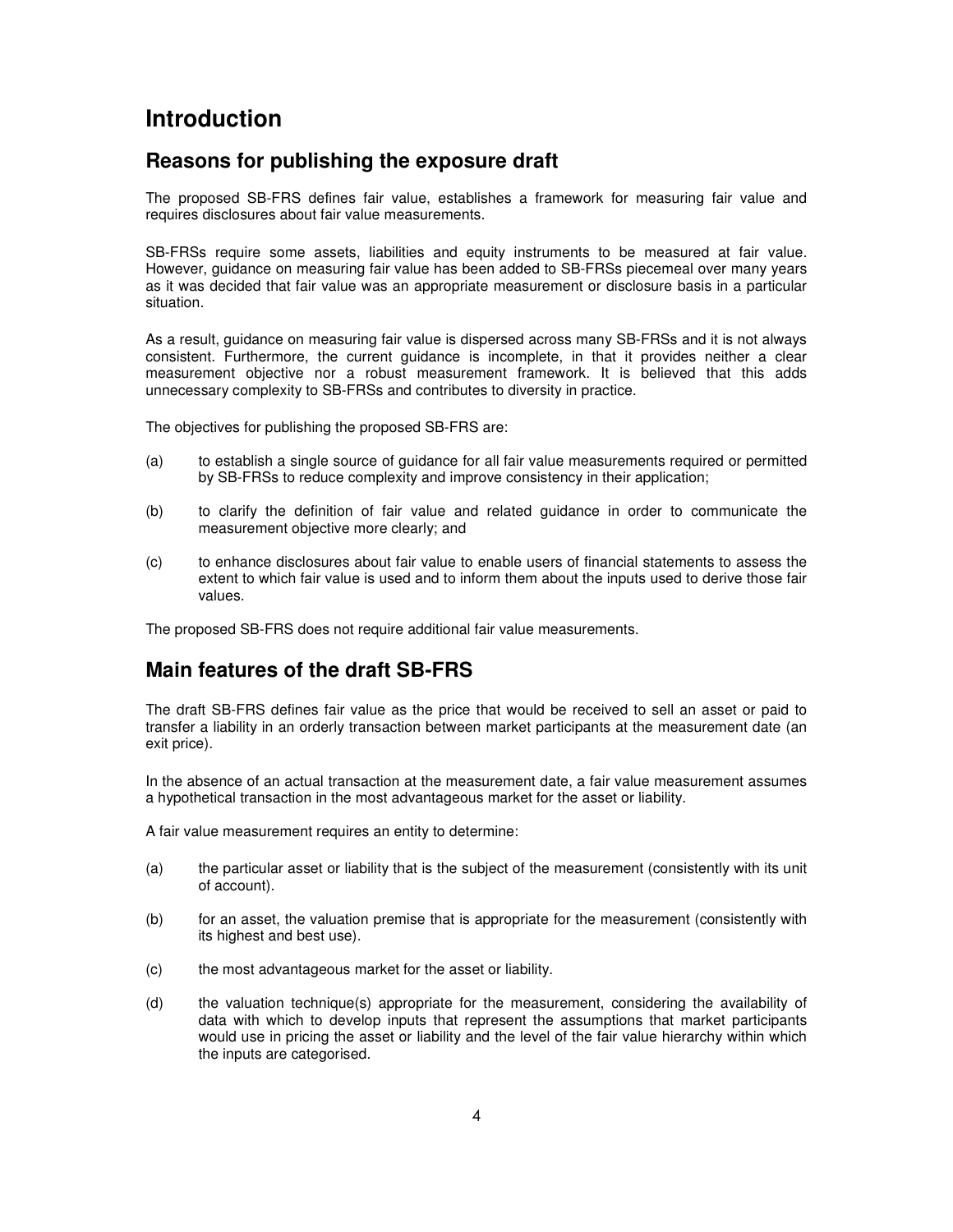# Introduction

## Reasons for publishing the exposure draft

The proposed SB-FRS defines fair value, establishes a framework for measuring fair value and requires disclosures about fair value measurements.

SB-FRSs require some assets, liabilities and equity instruments to be measured at fair value. However, guidance on measuring fair value has been added to SB-FRSs piecemeal over many years as it was decided that fair value was an appropriate measurement or disclosure basis in a particular situation.

As a result, guidance on measuring fair value is dispersed across many SB-FRSs and it is not always consistent. Furthermore, the current guidance is incomplete, in that it provides neither a clear measurement objective nor a robust measurement framework. It is believed that this adds unnecessary complexity to SB-FRSs and contributes to diversity in practice.

The objectives for publishing the proposed SB-FRS are:

(a) to establish a single source of guidance for all fair value measurements required or permitted by SB-FRSs to reduce complexity and improve consistency in their application;

(b) to clarify the definition of fair value and related guidance in order to communicate the measurement objective more clearly; and

(c) to enhance disclosures about fair value to enable users of financial statements to assess the extent to which fair value is used and to inform them about the inputs used to derive those fair values.

The proposed SB-FRS does not require additional fair value measurements.

## Main features of the draft SB-FRS

The draft SB-FRS defines fair value as the price that would be received to sell an asset or paid to transfer a liability in an orderly transaction between market participants at the measurement date (an exit price).

In the absence of an actual transaction at the measurement date, a fair value measurement assumes a hypothetical transaction in the most advantageous market for the asset or liability.

A fair value measurement requires an entity to determine:

(a) the particular asset or liability that is the subject of the measurement (consistently with its unit of account).

(b) for an asset, the valuation premise that is appropriate for the measurement (consistently with its highest and best use).

(c) the most advantageous market for the asset or liability.

(d) the valuation technique(s) appropriate for the measurement, considering the availability of data with which to develop inputs that represent the assumptions that market participants would use in pricing the asset or liability and the level of the fair value hierarchy within which the inputs are categorised.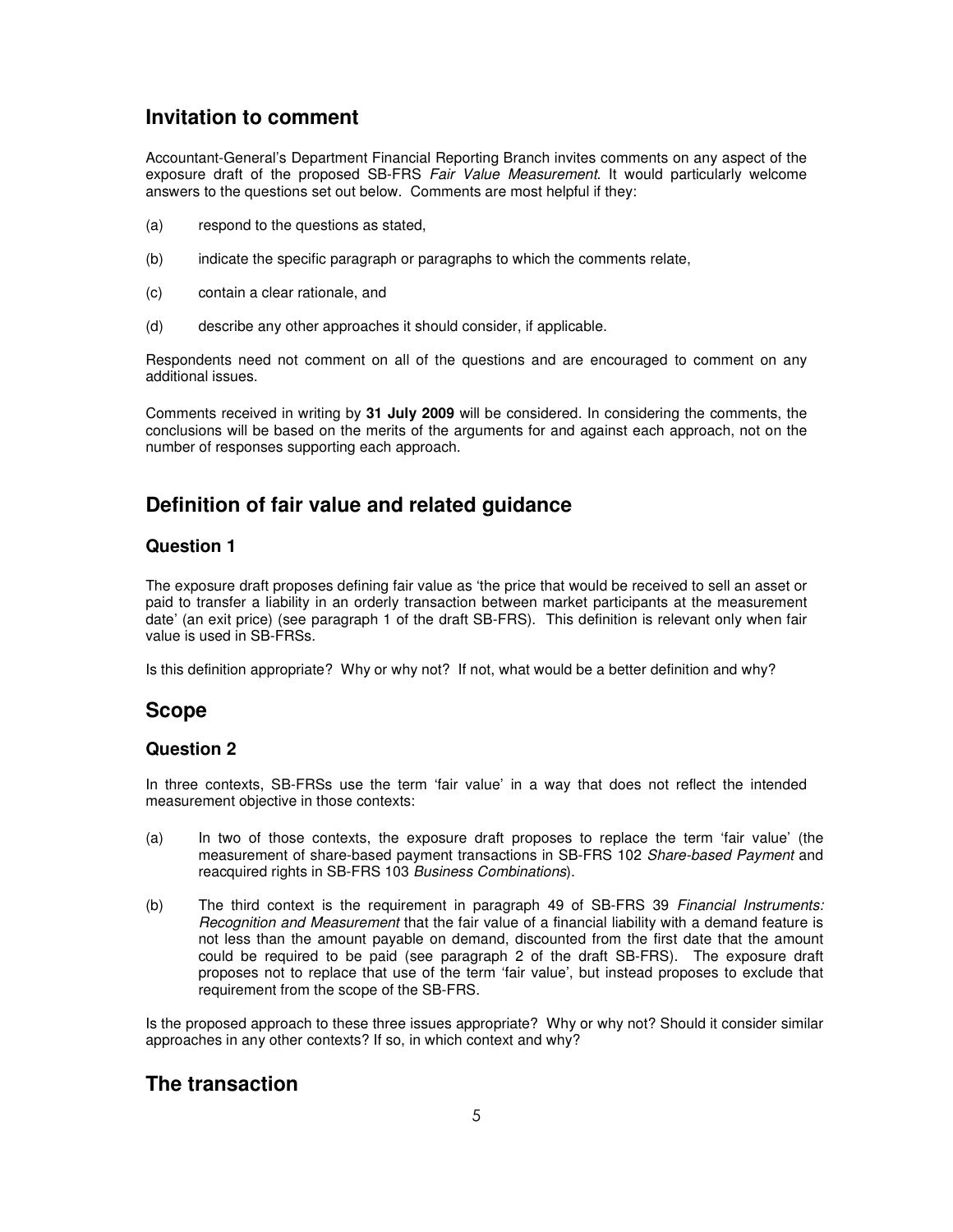## Invitation to comment

Accountant-General's Department Financial Reporting Branch invites comments on any aspect of the exposure draft of the proposed SB-FRS *Fair Value Measurement*. It would particularly welcome answers to the questions set out below. Comments are most helpful if they:

(a) respond to the questions as stated,

(b) indicate the specific paragraph or paragraphs to which the comments relate,

(c) contain a clear rationale, and

(d) describe any other approaches it should consider, if applicable.

Respondents need not comment on all of the questions and are encouraged to comment on any additional issues.

Comments received in writing by **31 July 2009** will be considered. In considering the comments, the conclusions will be based on the merits of the arguments for and against each approach, not on the number of responses supporting each approach.

## Definition of fair value and related guidance

### Question 1

The exposure draft proposes defining fair value as 'the price that would be received to sell an asset or paid to transfer a liability in an orderly transaction between market participants at the measurement date' (an exit price) (see paragraph 1 of the draft SB-FRS). This definition is relevant only when fair value is used in SB-FRSs.

Is this definition appropriate? Why or why not? If not, what would be a better definition and why?

## Scope

### Question 2

In three contexts, SB-FRSs use the term 'fair value' in a way that does not reflect the intended measurement objective in those contexts:

(a) In two of those contexts, the exposure draft proposes to replace the term 'fair value' (the measurement of share-based payment transactions in SB-FRS 102 *Share-based Payment* and reacquired rights in SB-FRS 103 *Business Combinations*).

(b) The third context is the requirement in paragraph 49 of SB-FRS 39 *Financial Instruments: Recognition and Measurement* that the fair value of a financial liability with a demand feature is not less than the amount payable on demand, discounted from the first date that the amount could be required to be paid (see paragraph 2 of the draft SB-FRS). The exposure draft proposes not to replace that use of the term 'fair value', but instead proposes to exclude that requirement from the scope of the SB-FRS.

Is the proposed approach to these three issues appropriate? Why or why not? Should it consider similar approaches in any other contexts? If so, in which context and why?

## The transaction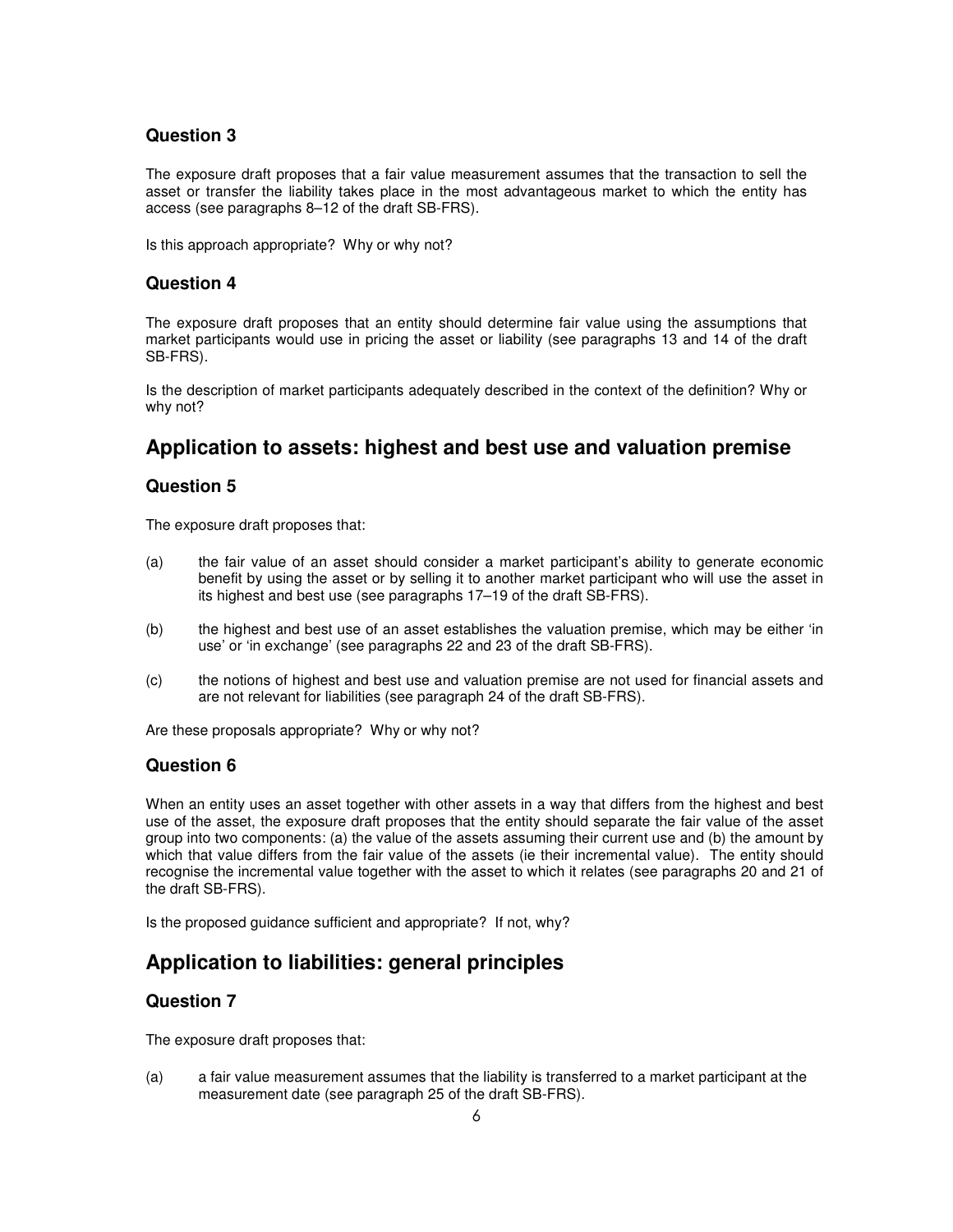### Question 3

The exposure draft proposes that a fair value measurement assumes that the transaction to sell the asset or transfer the liability takes place in the most advantageous market to which the entity has access (see paragraphs 8–12 of the draft SB-FRS).

Is this approach appropriate? Why or why not?

### Question 4

The exposure draft proposes that an entity should determine fair value using the assumptions that market participants would use in pricing the asset or liability (see paragraphs 13 and 14 of the draft SB-FRS).

Is the description of market participants adequately described in the context of the definition? Why or why not?

## Application to assets: highest and best use and valuation premise

### Question 5

The exposure draft proposes that:

(a) the fair value of an asset should consider a market participant's ability to generate economic benefit by using the asset or by selling it to another market participant who will use the asset in its highest and best use (see paragraphs 17–19 of the draft SB-FRS).

(b) the highest and best use of an asset establishes the valuation premise, which may be either 'in use' or 'in exchange' (see paragraphs 22 and 23 of the draft SB-FRS).

(c) the notions of highest and best use and valuation premise are not used for financial assets and are not relevant for liabilities (see paragraph 24 of the draft SB-FRS).

Are these proposals appropriate? Why or why not?

### Question 6

When an entity uses an asset together with other assets in a way that differs from the highest and best use of the asset, the exposure draft proposes that the entity should separate the fair value of the asset group into two components: (a) the value of the assets assuming their current use and (b) the amount by which that value differs from the fair value of the assets (ie their incremental value). The entity should recognise the incremental value together with the asset to which it relates (see paragraphs 20 and 21 of the draft SB-FRS).

Is the proposed guidance sufficient and appropriate? If not, why?

## Application to liabilities: general principles

### Question 7

The exposure draft proposes that:

(a) a fair value measurement assumes that the liability is transferred to a market participant at the measurement date (see paragraph 25 of the draft SB-FRS).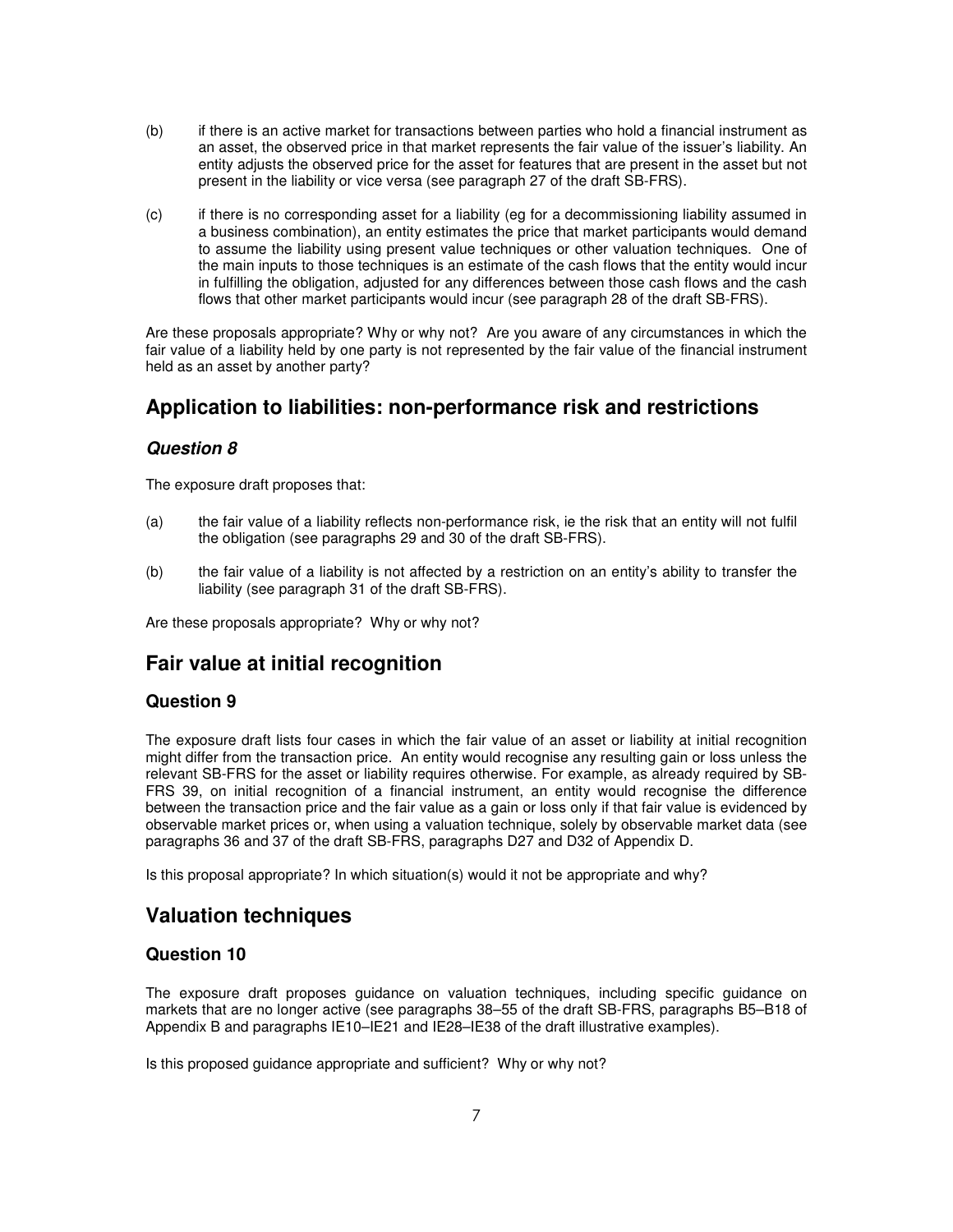(b) if there is an active market for transactions between parties who hold a financial instrument as an asset, the observed price in that market represents the fair value of the issuer's liability. An entity adjusts the observed price for the asset for features that are present in the asset but not present in the liability or vice versa (see paragraph 27 of the draft SB-FRS).

(c) if there is no corresponding asset for a liability (eg for a decommissioning liability assumed in a business combination), an entity estimates the price that market participants would demand to assume the liability using present value techniques or other valuation techniques. One of the main inputs to those techniques is an estimate of the cash flows that the entity would incur in fulfilling the obligation, adjusted for any differences between those cash flows and the cash flows that other market participants would incur (see paragraph 28 of the draft SB-FRS).

Are these proposals appropriate? Why or why not? Are you aware of any circumstances in which the fair value of a liability held by one party is not represented by the fair value of the financial instrument held as an asset by another party?

## Application to liabilities: non-performance risk and restrictions

### *Question 8*

The exposure draft proposes that:

(a) the fair value of a liability reflects non-performance risk, ie the risk that an entity will not fulfil the obligation (see paragraphs 29 and 30 of the draft SB-FRS).

(b) the fair value of a liability is not affected by a restriction on an entity's ability to transfer the liability (see paragraph 31 of the draft SB-FRS).

Are these proposals appropriate? Why or why not?

## Fair value at initial recognition

### Question 9

The exposure draft lists four cases in which the fair value of an asset or liability at initial recognition might differ from the transaction price. An entity would recognise any resulting gain or loss unless the relevant SB-FRS for the asset or liability requires otherwise. For example, as already required by SB-FRS 39, on initial recognition of a financial instrument, an entity would recognise the difference between the transaction price and the fair value as a gain or loss only if that fair value is evidenced by observable market prices or, when using a valuation technique, solely by observable market data (see paragraphs 36 and 37 of the draft SB-FRS, paragraphs D27 and D32 of Appendix D.

Is this proposal appropriate? In which situation(s) would it not be appropriate and why?

## Valuation techniques

### Question 10

The exposure draft proposes guidance on valuation techniques, including specific guidance on markets that are no longer active (see paragraphs 38–55 of the draft SB-FRS, paragraphs B5–B18 of Appendix B and paragraphs IE10–IE21 and IE28–IE38 of the draft illustrative examples).

Is this proposed guidance appropriate and sufficient? Why or why not?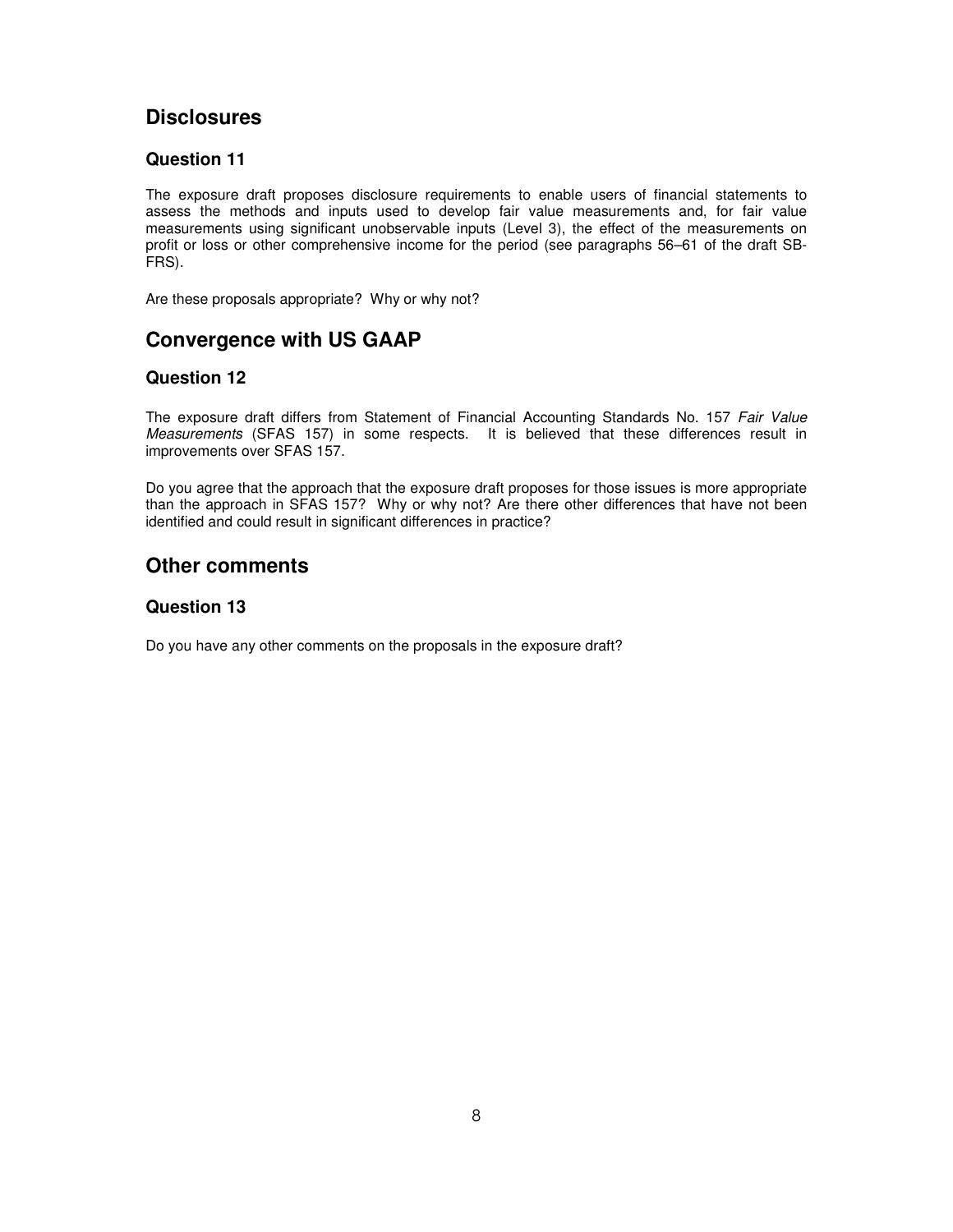## Disclosures

### Question 11

The exposure draft proposes disclosure requirements to enable users of financial statements to assess the methods and inputs used to develop fair value measurements and, for fair value measurements using significant unobservable inputs (Level 3), the effect of the measurements on profit or loss or other comprehensive income for the period (see paragraphs 56–61 of the draft SB-FRS).

Are these proposals appropriate? Why or why not?

## Convergence with US GAAP

### Question 12

The exposure draft differs from Statement of Financial Accounting Standards No. 157 *Fair Value Measurements* (SFAS 157) in some respects. It is believed that these differences result in improvements over SFAS 157.

Do you agree that the approach that the exposure draft proposes for those issues is more appropriate than the approach in SFAS 157? Why or why not? Are there other differences that have not been identified and could result in significant differences in practice?

## Other comments

### Question 13

Do you have any other comments on the proposals in the exposure draft?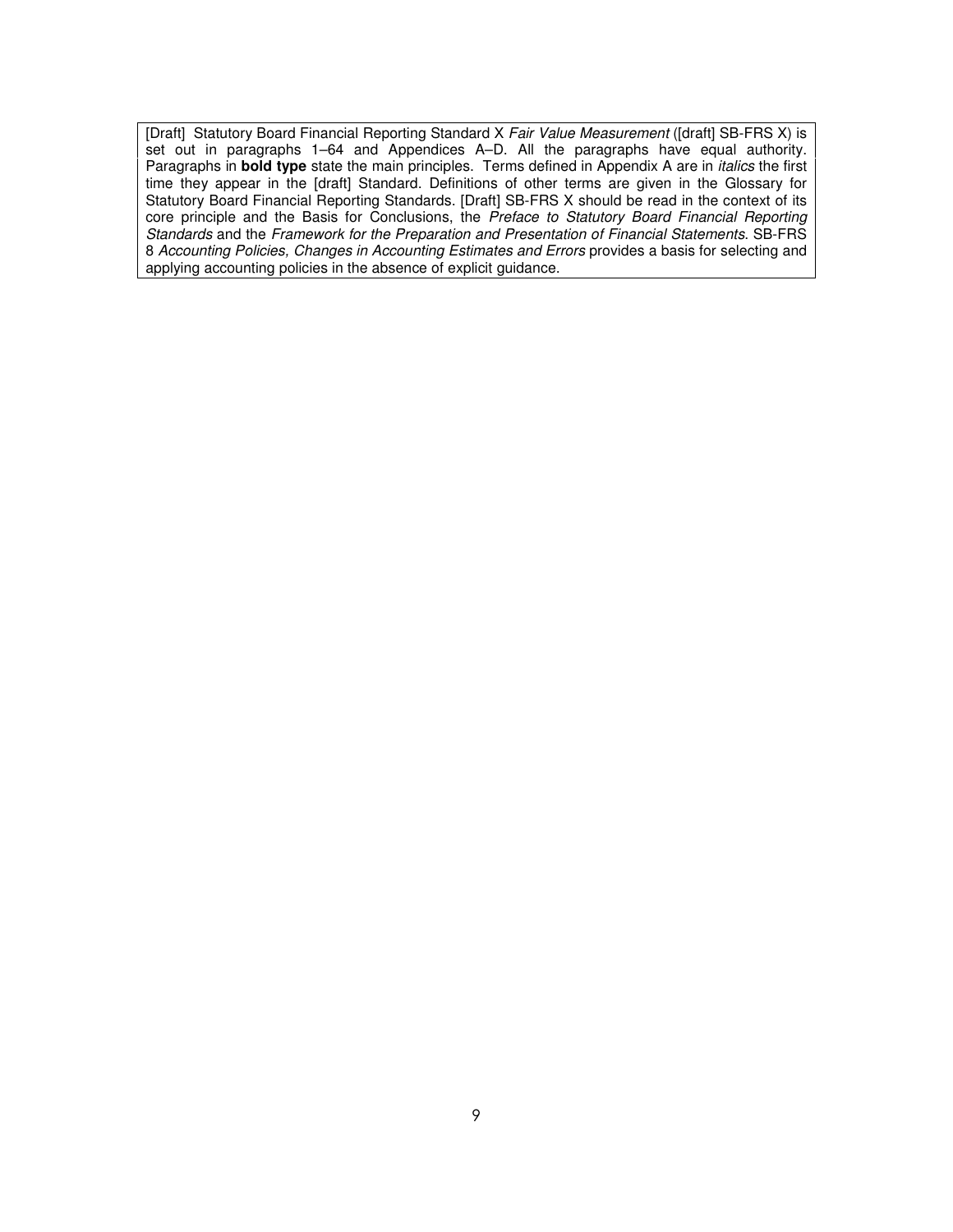[Draft] Statutory Board Financial Reporting Standard X *Fair Value Measurement* ([draft] SB-FRS X) is set out in paragraphs 1–64 and Appendices A–D. All the paragraphs have equal authority. Paragraphs in **bold type** state the main principles. Terms defined in Appendix A are in *italics* the first time they appear in the [draft] Standard. Definitions of other terms are given in the Glossary for Statutory Board Financial Reporting Standards. [Draft] SB-FRS X should be read in the context of its core principle and the Basis for Conclusions, the *Preface to Statutory Board Financial Reporting Standards* and the *Framework for the Preparation and Presentation of Financial Statements*. SB-FRS 8 *Accounting Policies, Changes in Accounting Estimates and Errors* provides a basis for selecting and applying accounting policies in the absence of explicit guidance.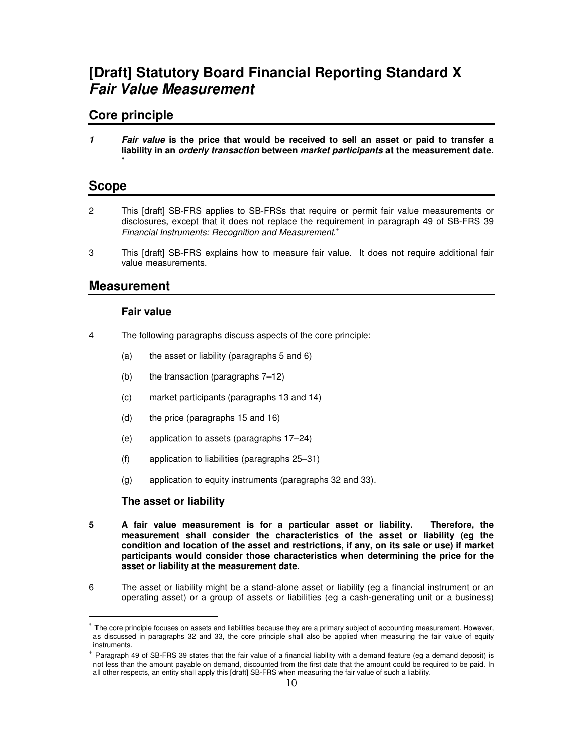# [Draft] Statutory Board Financial Reporting Standard X *Fair Value Measurement*

## Core principle

***1*** ***Fair value*** **is the price that would be received to sell an asset or paid to transfer a liability in an *orderly transaction* between *market participants* at the measurement date.** *

## Scope

2 This [draft] SB-FRS applies to SB-FRSs that require or permit fair value measurements or disclosures, except that it does not replace the requirement in paragraph 49 of SB-FRS 39 *Financial Instruments: Recognition and Measurement*.+

3 This [draft] SB-FRS explains how to measure fair value. It does not require additional fair value measurements.

## Measurement

### Fair value

4 The following paragraphs discuss aspects of the core principle:

(a) the asset or liability (paragraphs 5 and 6)

(b) the transaction (paragraphs 7–12)

(c) market participants (paragraphs 13 and 14)

(d) the price (paragraphs 15 and 16)

(e) application to assets (paragraphs 17–24)

(f) application to liabilities (paragraphs 25–31)

(g) application to equity instruments (paragraphs 32 and 33).

### The asset or liability

**5** **A fair value measurement is for a particular asset or liability. Therefore, the measurement shall consider the characteristics of the asset or liability (eg the condition and location of the asset and restrictions, if any, on its sale or use) if market participants would consider those characteristics when determining the price for the asset or liability at the measurement date.**

6 The asset or liability might be a stand-alone asset or liability (eg a financial instrument or an operating asset) or a group of assets or liabilities (eg a cash-generating unit or a business)

---

* The core principle focuses on assets and liabilities because they are a primary subject of accounting measurement. However, as discussed in paragraphs 32 and 33, the core principle shall also be applied when measuring the fair value of equity instruments.

+ Paragraph 49 of SB-FRS 39 states that the fair value of a financial liability with a demand feature (eg a demand deposit) is not less than the amount payable on demand, discounted from the first date that the amount could be required to be paid. In all other respects, an entity shall apply this [draft] SB-FRS when measuring the fair value of such a liability.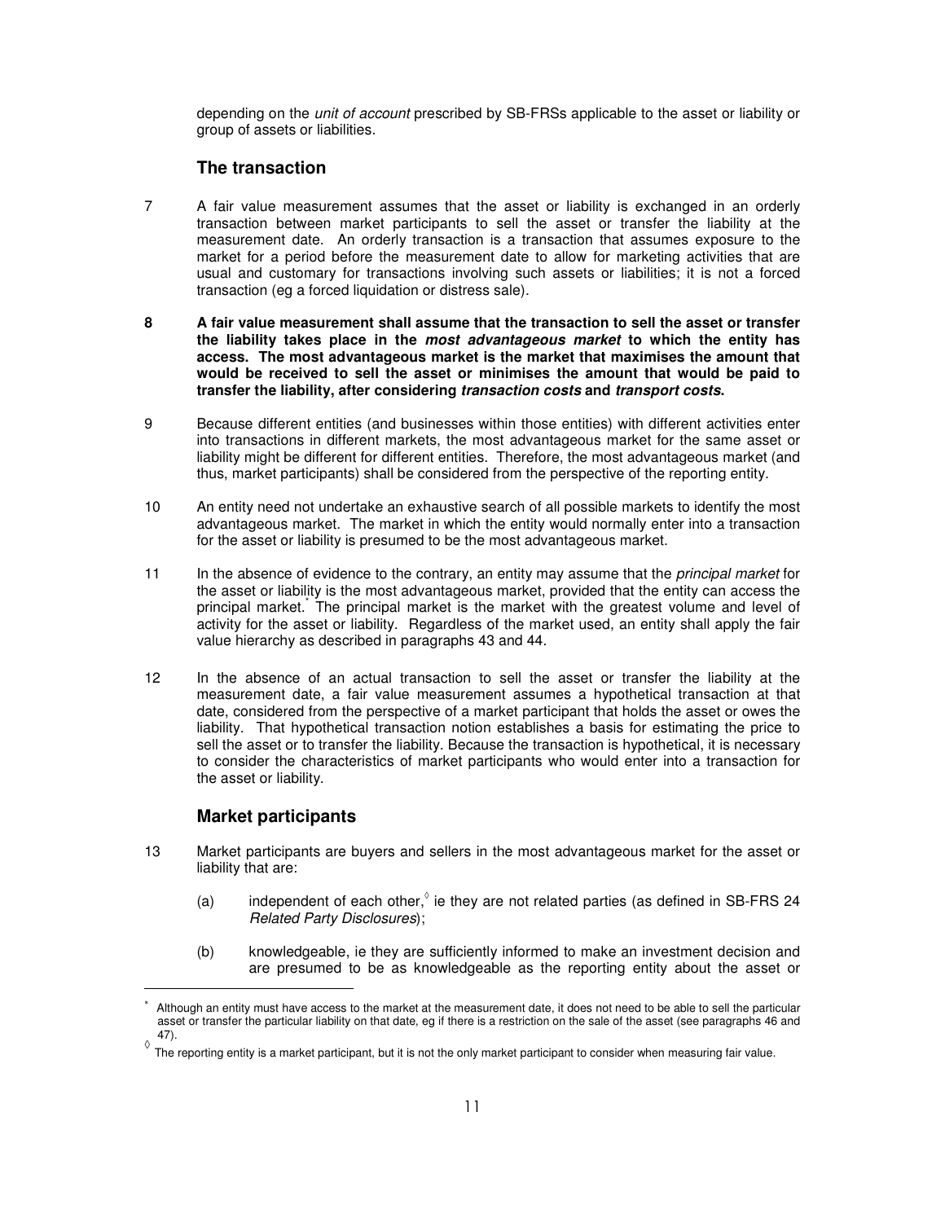depending on the *unit of account* prescribed by SB-FRSs applicable to the asset or liability or group of assets or liabilities.

### The transaction

7 A fair value measurement assumes that the asset or liability is exchanged in an orderly transaction between market participants to sell the asset or transfer the liability at the measurement date. An orderly transaction is a transaction that assumes exposure to the market for a period before the measurement date to allow for marketing activities that are usual and customary for transactions involving such assets or liabilities; it is not a forced transaction (eg a forced liquidation or distress sale).

**8 A fair value measurement shall assume that the transaction to sell the asset or transfer the liability takes place in the *most advantageous market* to which the entity has access. The most advantageous market is the market that maximises the amount that would be received to sell the asset or minimises the amount that would be paid to transfer the liability, after considering *transaction costs* and *transport costs*.**

9 Because different entities (and businesses within those entities) with different activities enter into transactions in different markets, the most advantageous market for the same asset or liability might be different for different entities. Therefore, the most advantageous market (and thus, market participants) shall be considered from the perspective of the reporting entity.

10 An entity need not undertake an exhaustive search of all possible markets to identify the most advantageous market. The market in which the entity would normally enter into a transaction for the asset or liability is presumed to be the most advantageous market.

11 In the absence of evidence to the contrary, an entity may assume that the *principal market* for the asset or liability is the most advantageous market, provided that the entity can access the principal market.[*] The principal market is the market with the greatest volume and level of activity for the asset or liability. Regardless of the market used, an entity shall apply the fair value hierarchy as described in paragraphs 43 and 44.

12 In the absence of an actual transaction to sell the asset or transfer the liability at the measurement date, a fair value measurement assumes a hypothetical transaction at that date, considered from the perspective of a market participant that holds the asset or owes the liability. That hypothetical transaction notion establishes a basis for estimating the price to sell the asset or to transfer the liability. Because the transaction is hypothetical, it is necessary to consider the characteristics of market participants who would enter into a transaction for the asset or liability.

### Market participants

13 Market participants are buyers and sellers in the most advantageous market for the asset or liability that are:

(a) independent of each other,[◊] ie they are not related parties (as defined in SB-FRS 24 *Related Party Disclosures*);

(b) knowledgeable, ie they are sufficiently informed to make an investment decision and are presumed to be as knowledgeable as the reporting entity about the asset or

---

[*] Although an entity must have access to the market at the measurement date, it does not need to be able to sell the particular asset or transfer the particular liability on that date, eg if there is a restriction on the sale of the asset (see paragraphs 46 and 47).

[◊] The reporting entity is a market participant, but it is not the only market participant to consider when measuring fair value.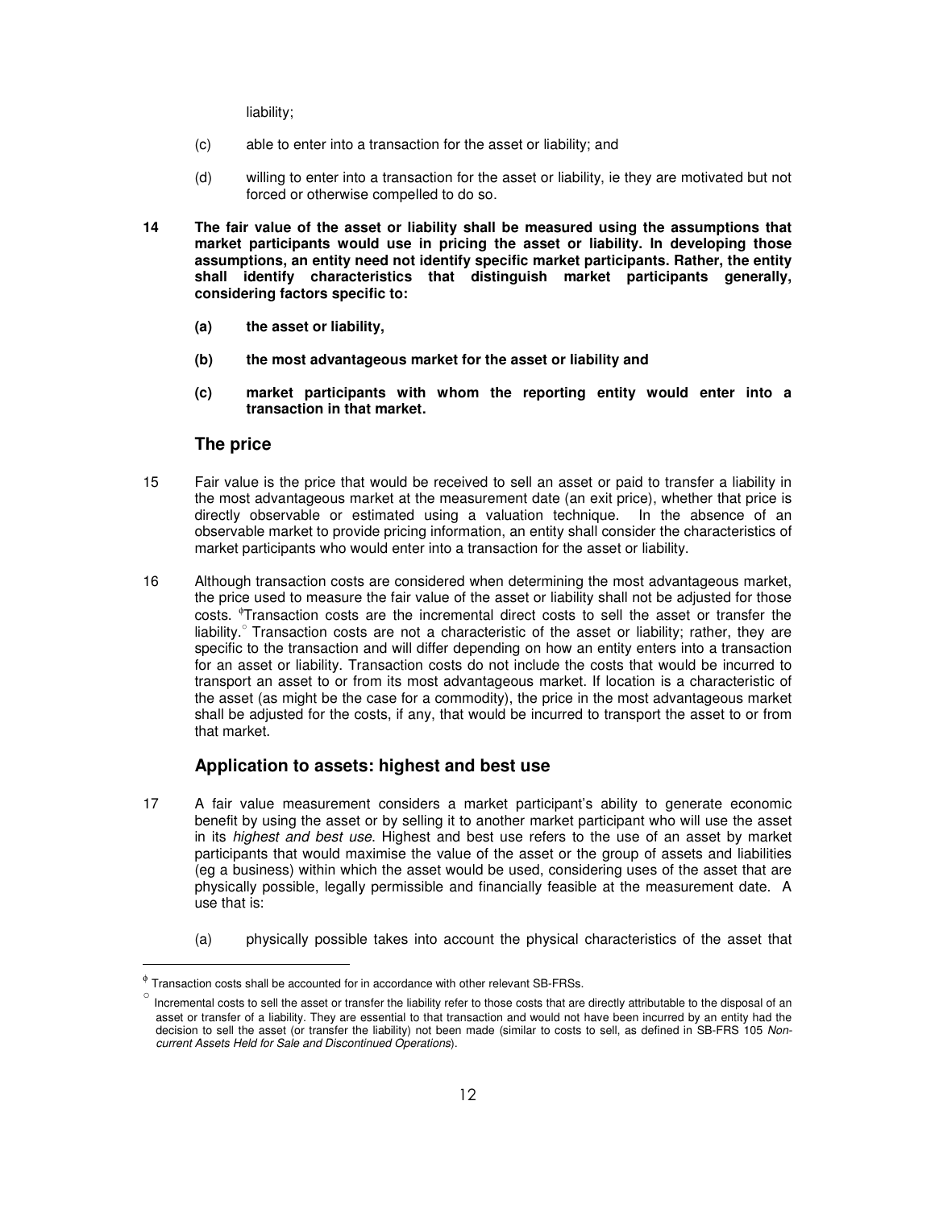liability;

(c) able to enter into a transaction for the asset or liability; and

(d) willing to enter into a transaction for the asset or liability, ie they are motivated but not forced or otherwise compelled to do so.

**14 The fair value of the asset or liability shall be measured using the assumptions that market participants would use in pricing the asset or liability. In developing those assumptions, an entity need not identify specific market participants. Rather, the entity shall identify characteristics that distinguish market participants generally, considering factors specific to:**

**(a) the asset or liability,**

**(b) the most advantageous market for the asset or liability and**

**(c) market participants with whom the reporting entity would enter into a transaction in that market.**

### The price

15 Fair value is the price that would be received to sell an asset or paid to transfer a liability in the most advantageous market at the measurement date (an exit price), whether that price is directly observable or estimated using a valuation technique. In the absence of an observable market to provide pricing information, an entity shall consider the characteristics of market participants who would enter into a transaction for the asset or liability.

16 Although transaction costs are considered when determining the most advantageous market, the price used to measure the fair value of the asset or liability shall not be adjusted for those costs. [ϕ]Transaction costs are the incremental direct costs to sell the asset or transfer the liability.[○] Transaction costs are not a characteristic of the asset or liability; rather, they are specific to the transaction and will differ depending on how an entity enters into a transaction for an asset or liability. Transaction costs do not include the costs that would be incurred to transport an asset to or from its most advantageous market. If location is a characteristic of the asset (as might be the case for a commodity), the price in the most advantageous market shall be adjusted for the costs, if any, that would be incurred to transport the asset to or from that market.

### Application to assets: highest and best use

17 A fair value measurement considers a market participant's ability to generate economic benefit by using the asset or by selling it to another market participant who will use the asset in its *highest and best use*. Highest and best use refers to the use of an asset by market participants that would maximise the value of the asset or the group of assets and liabilities (eg a business) within which the asset would be used, considering uses of the asset that are physically possible, legally permissible and financially feasible at the measurement date. A use that is:

(a) physically possible takes into account the physical characteristics of the asset that

---

[ϕ] Transaction costs shall be accounted for in accordance with other relevant SB-FRSs.

[○] Incremental costs to sell the asset or transfer the liability refer to those costs that are directly attributable to the disposal of an asset or transfer of a liability. They are essential to that transaction and would not have been incurred by an entity had the decision to sell the asset (or transfer the liability) not been made (similar to costs to sell, as defined in SB-FRS 105 *Non-current Assets Held for Sale and Discontinued Operations*).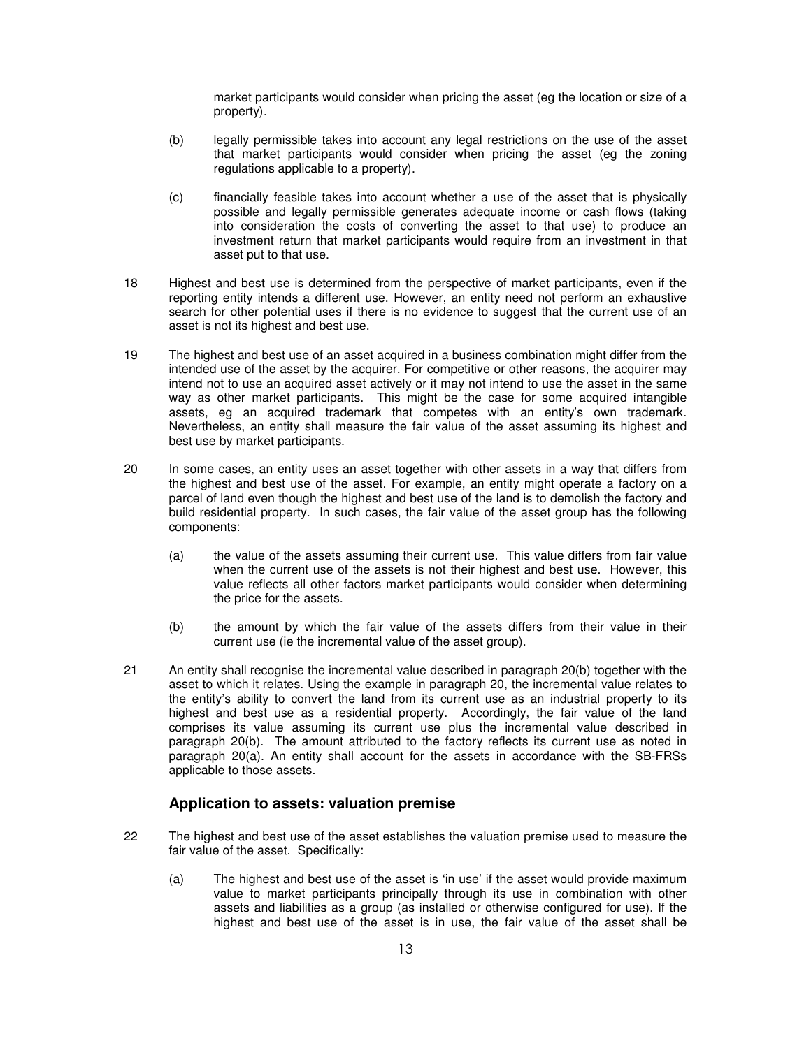market participants would consider when pricing the asset (eg the location or size of a property).

(b) legally permissible takes into account any legal restrictions on the use of the asset that market participants would consider when pricing the asset (eg the zoning regulations applicable to a property).

(c) financially feasible takes into account whether a use of the asset that is physically possible and legally permissible generates adequate income or cash flows (taking into consideration the costs of converting the asset to that use) to produce an investment return that market participants would require from an investment in that asset put to that use.

18 Highest and best use is determined from the perspective of market participants, even if the reporting entity intends a different use. However, an entity need not perform an exhaustive search for other potential uses if there is no evidence to suggest that the current use of an asset is not its highest and best use.

19 The highest and best use of an asset acquired in a business combination might differ from the intended use of the asset by the acquirer. For competitive or other reasons, the acquirer may intend not to use an acquired asset actively or it may not intend to use the asset in the same way as other market participants. This might be the case for some acquired intangible assets, eg an acquired trademark that competes with an entity's own trademark. Nevertheless, an entity shall measure the fair value of the asset assuming its highest and best use by market participants.

20 In some cases, an entity uses an asset together with other assets in a way that differs from the highest and best use of the asset. For example, an entity might operate a factory on a parcel of land even though the highest and best use of the land is to demolish the factory and build residential property. In such cases, the fair value of the asset group has the following components:

(a) the value of the assets assuming their current use. This value differs from fair value when the current use of the assets is not their highest and best use. However, this value reflects all other factors market participants would consider when determining the price for the assets.

(b) the amount by which the fair value of the assets differs from their value in their current use (ie the incremental value of the asset group).

21 An entity shall recognise the incremental value described in paragraph 20(b) together with the asset to which it relates. Using the example in paragraph 20, the incremental value relates to the entity's ability to convert the land from its current use as an industrial property to its highest and best use as a residential property. Accordingly, the fair value of the land comprises its value assuming its current use plus the incremental value described in paragraph 20(b). The amount attributed to the factory reflects its current use as noted in paragraph 20(a). An entity shall account for the assets in accordance with the SB-FRSs applicable to those assets.

### Application to assets: valuation premise

22 The highest and best use of the asset establishes the valuation premise used to measure the fair value of the asset. Specifically:

(a) The highest and best use of the asset is 'in use' if the asset would provide maximum value to market participants principally through its use in combination with other assets and liabilities as a group (as installed or otherwise configured for use). If the highest and best use of the asset is in use, the fair value of the asset shall be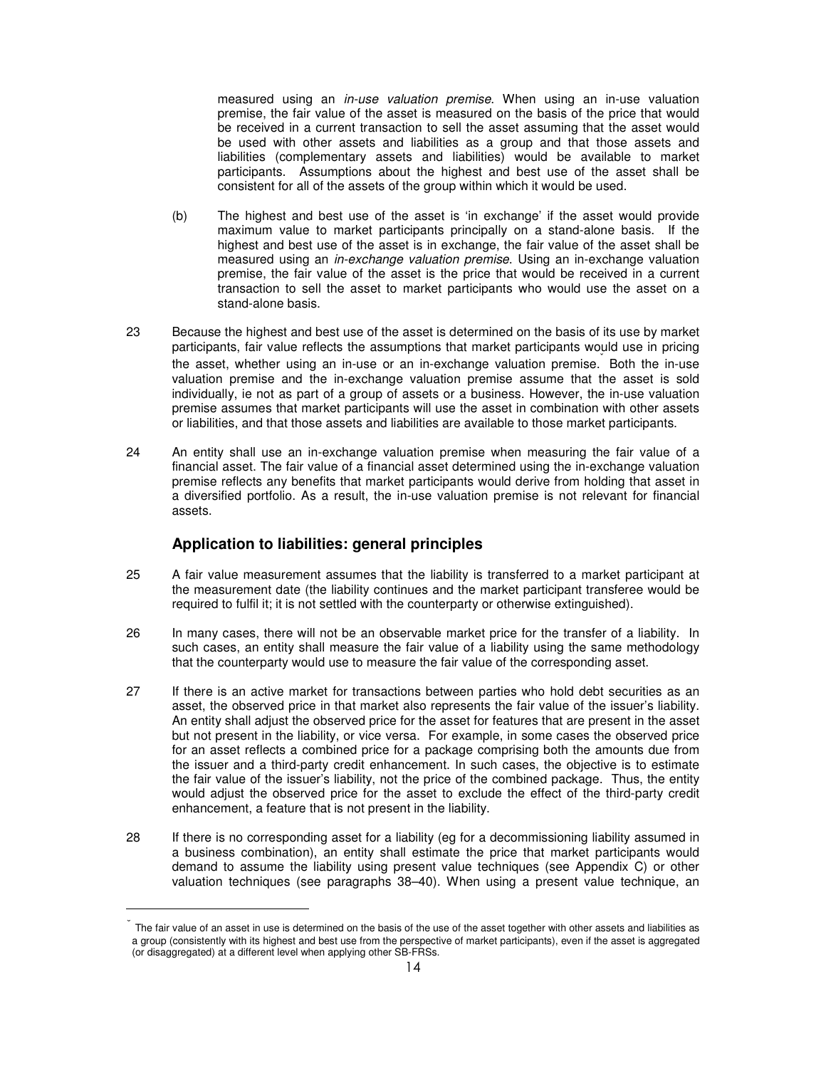measured using an *in-use valuation premise*. When using an in-use valuation premise, the fair value of the asset is measured on the basis of the price that would be received in a current transaction to sell the asset assuming that the asset would be used with other assets and liabilities as a group and that those assets and liabilities (complementary assets and liabilities) would be available to market participants. Assumptions about the highest and best use of the asset shall be consistent for all of the assets of the group within which it would be used.

(b) The highest and best use of the asset is 'in exchange' if the asset would provide maximum value to market participants principally on a stand-alone basis. If the highest and best use of the asset is in exchange, the fair value of the asset shall be measured using an *in-exchange valuation premise*. Using an in-exchange valuation premise, the fair value of the asset is the price that would be received in a current transaction to sell the asset to market participants who would use the asset on a stand-alone basis.

23 Because the highest and best use of the asset is determined on the basis of its use by market participants, fair value reflects the assumptions that market participants would use in pricing the asset, whether using an in-use or an in-exchange valuation premise. Both the in-use valuation premise and the in-exchange valuation premise assume that the asset is sold individually, ie not as part of a group of assets or a business. However, the in-use valuation premise assumes that market participants will use the asset in combination with other assets or liabilities, and that those assets and liabilities are available to those market participants.

24 An entity shall use an in-exchange valuation premise when measuring the fair value of a financial asset. The fair value of a financial asset determined using the in-exchange valuation premise reflects any benefits that market participants would derive from holding that asset in a diversified portfolio. As a result, the in-use valuation premise is not relevant for financial assets.

## Application to liabilities: general principles

25 A fair value measurement assumes that the liability is transferred to a market participant at the measurement date (the liability continues and the market participant transferee would be required to fulfil it; it is not settled with the counterparty or otherwise extinguished).

26 In many cases, there will not be an observable market price for the transfer of a liability. In such cases, an entity shall measure the fair value of a liability using the same methodology that the counterparty would use to measure the fair value of the corresponding asset.

27 If there is an active market for transactions between parties who hold debt securities as an asset, the observed price in that market also represents the fair value of the issuer's liability. An entity shall adjust the observed price for the asset for features that are present in the asset but not present in the liability, or vice versa. For example, in some cases the observed price for an asset reflects a combined price for a package comprising both the amounts due from the issuer and a third-party credit enhancement. In such cases, the objective is to estimate the fair value of the issuer's liability, not the price of the combined package. Thus, the entity would adjust the observed price for the asset to exclude the effect of the third-party credit enhancement, a feature that is not present in the liability.

28 If there is no corresponding asset for a liability (eg for a decommissioning liability assumed in a business combination), an entity shall estimate the price that market participants would demand to assume the liability using present value techniques (see Appendix C) or other valuation techniques (see paragraphs 38–40). When using a present value technique, an

---

The fair value of an asset in use is determined on the basis of the use of the asset together with other assets and liabilities as a group (consistently with its highest and best use from the perspective of market participants), even if the asset is aggregated (or disaggregated) at a different level when applying other SB-FRSs.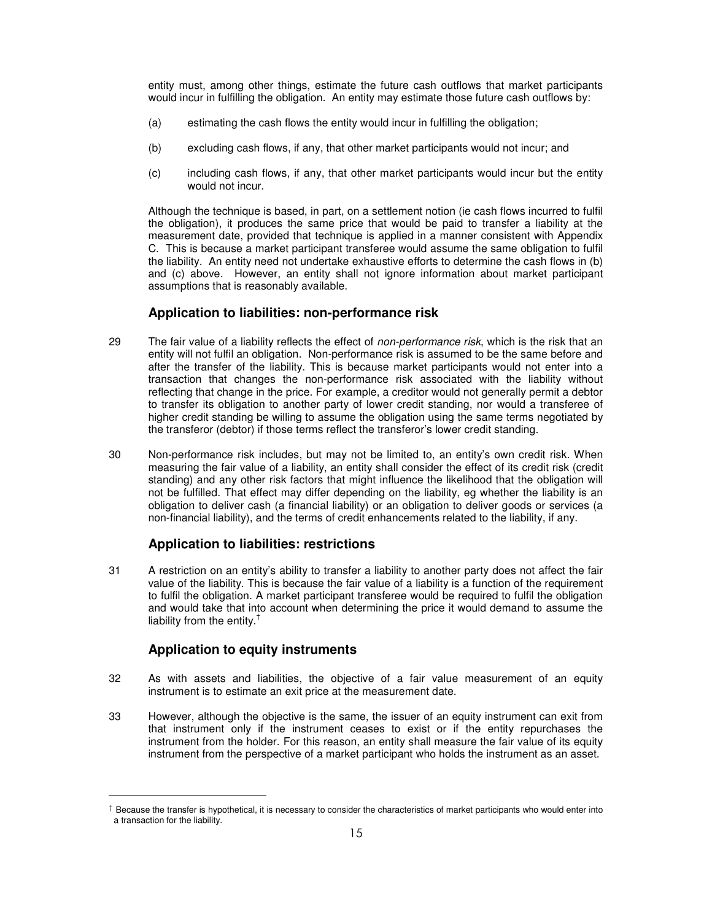entity must, among other things, estimate the future cash outflows that market participants would incur in fulfilling the obligation. An entity may estimate those future cash outflows by:

(a) estimating the cash flows the entity would incur in fulfilling the obligation;

(b) excluding cash flows, if any, that other market participants would not incur; and

(c) including cash flows, if any, that other market participants would incur but the entity would not incur.

Although the technique is based, in part, on a settlement notion (ie cash flows incurred to fulfil the obligation), it produces the same price that would be paid to transfer a liability at the measurement date, provided that technique is applied in a manner consistent with Appendix C. This is because a market participant transferee would assume the same obligation to fulfil the liability. An entity need not undertake exhaustive efforts to determine the cash flows in (b) and (c) above. However, an entity shall not ignore information about market participant assumptions that is reasonably available.

### Application to liabilities: non-performance risk

29 The fair value of a liability reflects the effect of *non-performance risk*, which is the risk that an entity will not fulfil an obligation. Non-performance risk is assumed to be the same before and after the transfer of the liability. This is because market participants would not enter into a transaction that changes the non-performance risk associated with the liability without reflecting that change in the price. For example, a creditor would not generally permit a debtor to transfer its obligation to another party of lower credit standing, nor would a transferee of higher credit standing be willing to assume the obligation using the same terms negotiated by the transferor (debtor) if those terms reflect the transferor's lower credit standing.

30 Non-performance risk includes, but may not be limited to, an entity's own credit risk. When measuring the fair value of a liability, an entity shall consider the effect of its credit risk (credit standing) and any other risk factors that might influence the likelihood that the obligation will not be fulfilled. That effect may differ depending on the liability, eg whether the liability is an obligation to deliver cash (a financial liability) or an obligation to deliver goods or services (a non-financial liability), and the terms of credit enhancements related to the liability, if any.

### Application to liabilities: restrictions

31 A restriction on an entity's ability to transfer a liability to another party does not affect the fair value of the liability. This is because the fair value of a liability is a function of the requirement to fulfil the obligation. A market participant transferee would be required to fulfil the obligation and would take that into account when determining the price it would demand to assume the liability from the entity.[†]

### Application to equity instruments

32 As with assets and liabilities, the objective of a fair value measurement of an equity instrument is to estimate an exit price at the measurement date.

33 However, although the objective is the same, the issuer of an equity instrument can exit from that instrument only if the instrument ceases to exist or if the entity repurchases the instrument from the holder. For this reason, an entity shall measure the fair value of its equity instrument from the perspective of a market participant who holds the instrument as an asset.

---

[†] Because the transfer is hypothetical, it is necessary to consider the characteristics of market participants who would enter into a transaction for the liability.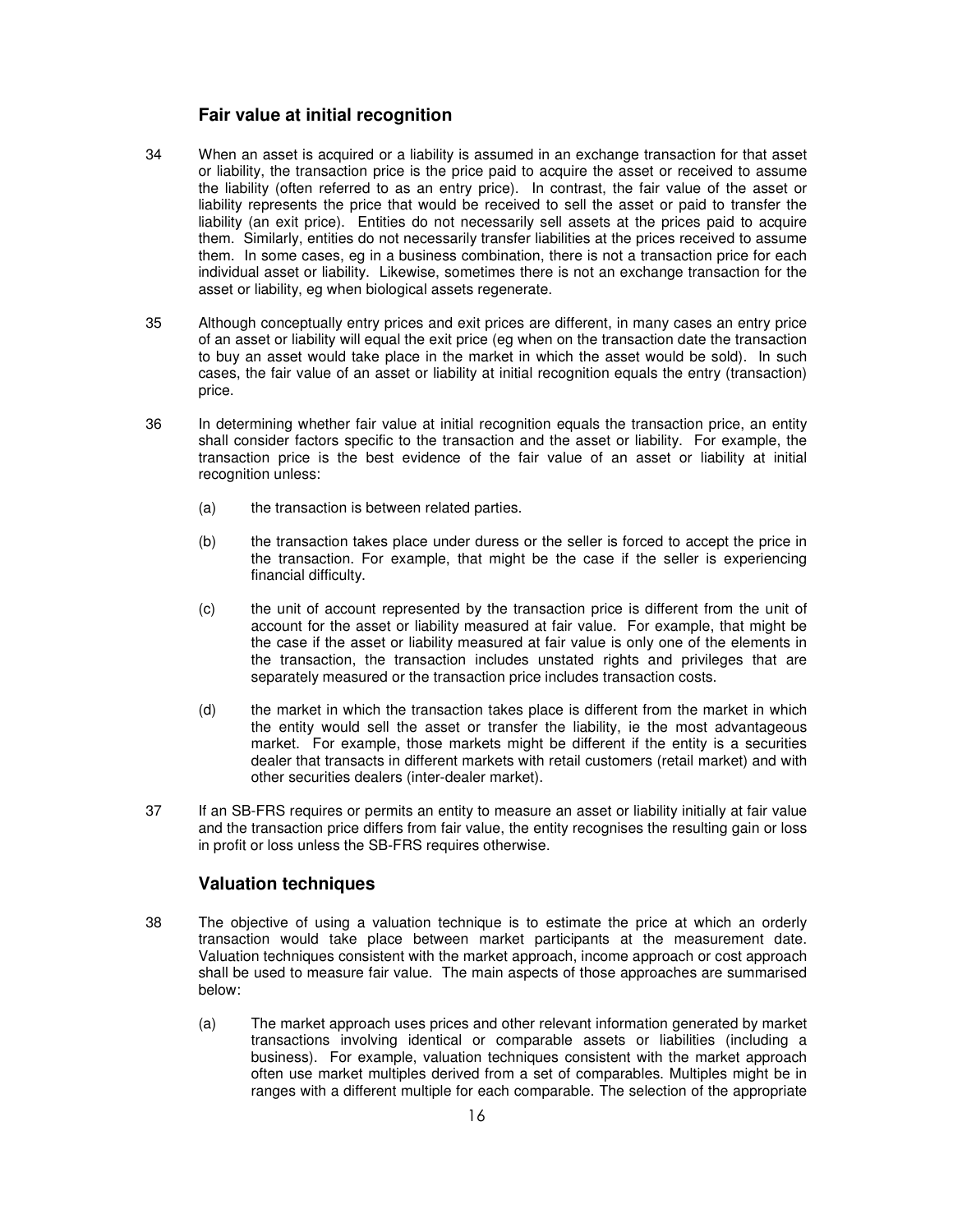## Fair value at initial recognition

34 When an asset is acquired or a liability is assumed in an exchange transaction for that asset or liability, the transaction price is the price paid to acquire the asset or received to assume the liability (often referred to as an entry price). In contrast, the fair value of the asset or liability represents the price that would be received to sell the asset or paid to transfer the liability (an exit price). Entities do not necessarily sell assets at the prices paid to acquire them. Similarly, entities do not necessarily transfer liabilities at the prices received to assume them. In some cases, eg in a business combination, there is not a transaction price for each individual asset or liability. Likewise, sometimes there is not an exchange transaction for the asset or liability, eg when biological assets regenerate.

35 Although conceptually entry prices and exit prices are different, in many cases an entry price of an asset or liability will equal the exit price (eg when on the transaction date the transaction to buy an asset would take place in the market in which the asset would be sold). In such cases, the fair value of an asset or liability at initial recognition equals the entry (transaction) price.

36 In determining whether fair value at initial recognition equals the transaction price, an entity shall consider factors specific to the transaction and the asset or liability. For example, the transaction price is the best evidence of the fair value of an asset or liability at initial recognition unless:

(a) the transaction is between related parties.

(b) the transaction takes place under duress or the seller is forced to accept the price in the transaction. For example, that might be the case if the seller is experiencing financial difficulty.

(c) the unit of account represented by the transaction price is different from the unit of account for the asset or liability measured at fair value. For example, that might be the case if the asset or liability measured at fair value is only one of the elements in the transaction, the transaction includes unstated rights and privileges that are separately measured or the transaction price includes transaction costs.

(d) the market in which the transaction takes place is different from the market in which the entity would sell the asset or transfer the liability, ie the most advantageous market. For example, those markets might be different if the entity is a securities dealer that transacts in different markets with retail customers (retail market) and with other securities dealers (inter-dealer market).

37 If an SB-FRS requires or permits an entity to measure an asset or liability initially at fair value and the transaction price differs from fair value, the entity recognises the resulting gain or loss in profit or loss unless the SB-FRS requires otherwise.

## Valuation techniques

38 The objective of using a valuation technique is to estimate the price at which an orderly transaction would take place between market participants at the measurement date. Valuation techniques consistent with the market approach, income approach or cost approach shall be used to measure fair value. The main aspects of those approaches are summarised below:

(a) The market approach uses prices and other relevant information generated by market transactions involving identical or comparable assets or liabilities (including a business). For example, valuation techniques consistent with the market approach often use market multiples derived from a set of comparables. Multiples might be in ranges with a different multiple for each comparable. The selection of the appropriate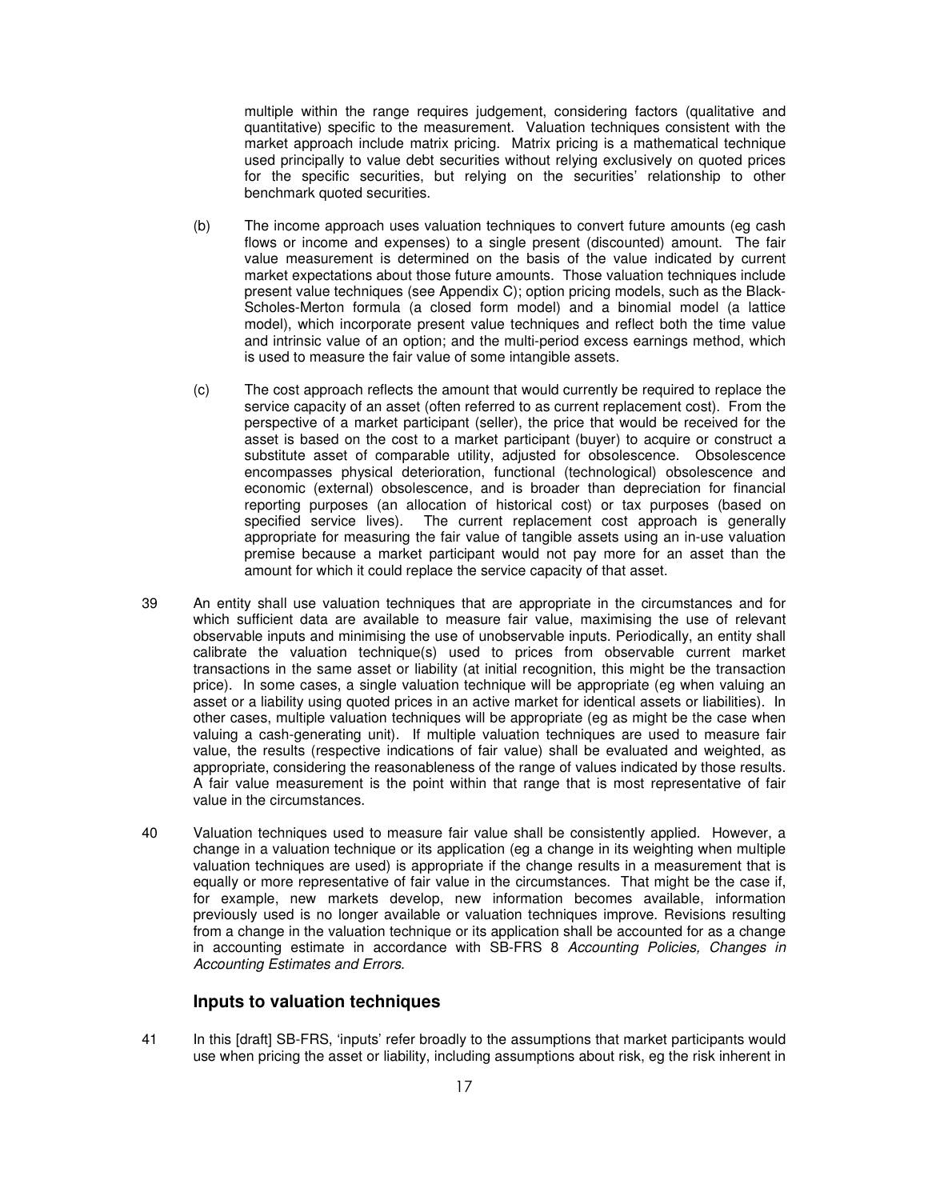multiple within the range requires judgement, considering factors (qualitative and quantitative) specific to the measurement. Valuation techniques consistent with the market approach include matrix pricing. Matrix pricing is a mathematical technique used principally to value debt securities without relying exclusively on quoted prices for the specific securities, but relying on the securities' relationship to other benchmark quoted securities.

(b) The income approach uses valuation techniques to convert future amounts (eg cash flows or income and expenses) to a single present (discounted) amount. The fair value measurement is determined on the basis of the value indicated by current market expectations about those future amounts. Those valuation techniques include present value techniques (see Appendix C); option pricing models, such as the Black-Scholes-Merton formula (a closed form model) and a binomial model (a lattice model), which incorporate present value techniques and reflect both the time value and intrinsic value of an option; and the multi-period excess earnings method, which is used to measure the fair value of some intangible assets.

(c) The cost approach reflects the amount that would currently be required to replace the service capacity of an asset (often referred to as current replacement cost). From the perspective of a market participant (seller), the price that would be received for the asset is based on the cost to a market participant (buyer) to acquire or construct a substitute asset of comparable utility, adjusted for obsolescence. Obsolescence encompasses physical deterioration, functional (technological) obsolescence and economic (external) obsolescence, and is broader than depreciation for financial reporting purposes (an allocation of historical cost) or tax purposes (based on specified service lives). The current replacement cost approach is generally appropriate for measuring the fair value of tangible assets using an in-use valuation premise because a market participant would not pay more for an asset than the amount for which it could replace the service capacity of that asset.

39 An entity shall use valuation techniques that are appropriate in the circumstances and for which sufficient data are available to measure fair value, maximising the use of relevant observable inputs and minimising the use of unobservable inputs. Periodically, an entity shall calibrate the valuation technique(s) used to prices from observable current market transactions in the same asset or liability (at initial recognition, this might be the transaction price). In some cases, a single valuation technique will be appropriate (eg when valuing an asset or a liability using quoted prices in an active market for identical assets or liabilities). In other cases, multiple valuation techniques will be appropriate (eg as might be the case when valuing a cash-generating unit). If multiple valuation techniques are used to measure fair value, the results (respective indications of fair value) shall be evaluated and weighted, as appropriate, considering the reasonableness of the range of values indicated by those results. A fair value measurement is the point within that range that is most representative of fair value in the circumstances.

40 Valuation techniques used to measure fair value shall be consistently applied. However, a change in a valuation technique or its application (eg a change in its weighting when multiple valuation techniques are used) is appropriate if the change results in a measurement that is equally or more representative of fair value in the circumstances. That might be the case if, for example, new markets develop, new information becomes available, information previously used is no longer available or valuation techniques improve. Revisions resulting from a change in the valuation technique or its application shall be accounted for as a change in accounting estimate in accordance with SB-FRS 8 *Accounting Policies, Changes in Accounting Estimates and Errors.*

### Inputs to valuation techniques

41 In this [draft] SB-FRS, 'inputs' refer broadly to the assumptions that market participants would use when pricing the asset or liability, including assumptions about risk, eg the risk inherent in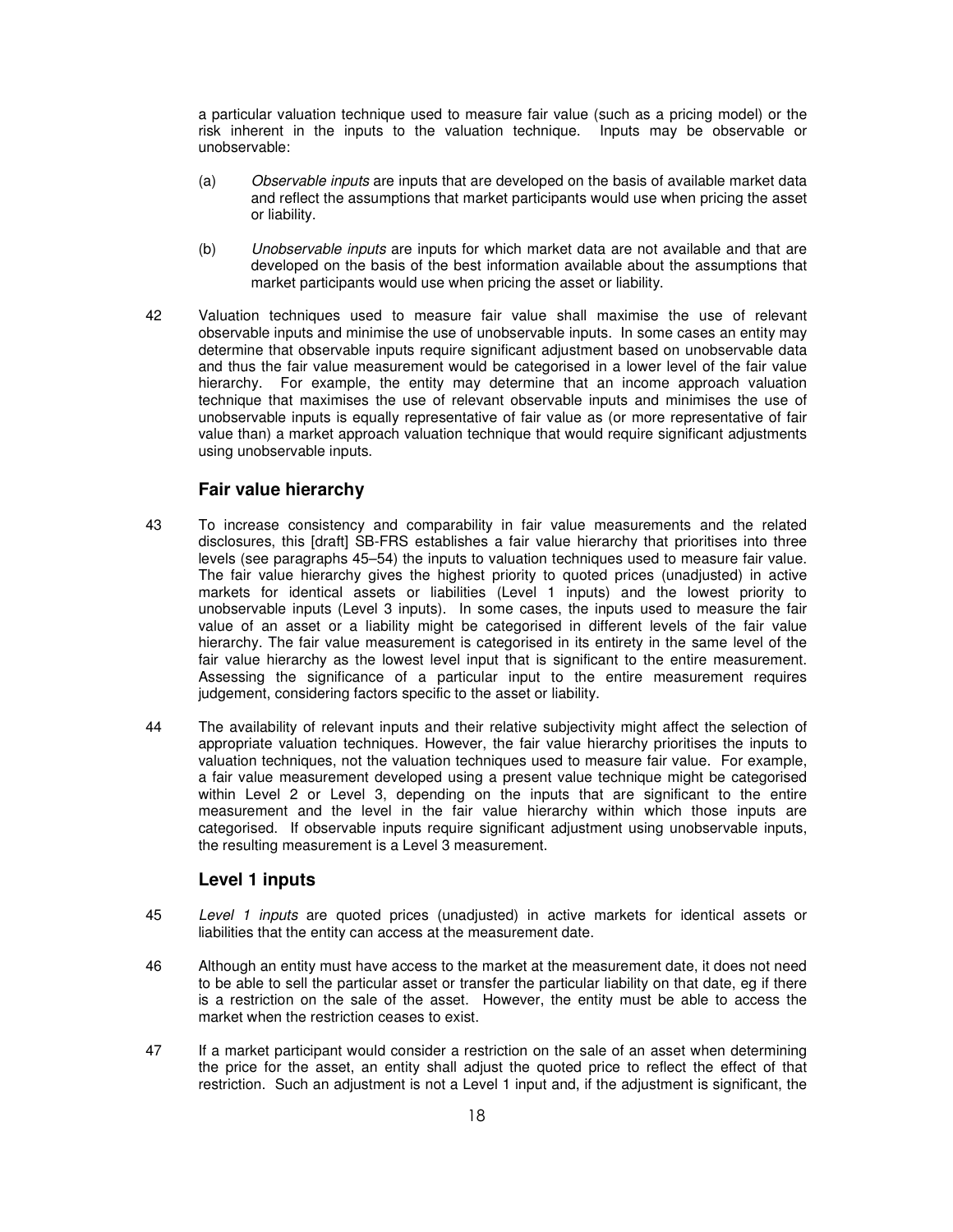a particular valuation technique used to measure fair value (such as a pricing model) or the risk inherent in the inputs to the valuation technique. Inputs may be observable or unobservable:

(a) *Observable inputs* are inputs that are developed on the basis of available market data and reflect the assumptions that market participants would use when pricing the asset or liability.

(b) *Unobservable inputs* are inputs for which market data are not available and that are developed on the basis of the best information available about the assumptions that market participants would use when pricing the asset or liability.

42 Valuation techniques used to measure fair value shall maximise the use of relevant observable inputs and minimise the use of unobservable inputs. In some cases an entity may determine that observable inputs require significant adjustment based on unobservable data and thus the fair value measurement would be categorised in a lower level of the fair value hierarchy. For example, the entity may determine that an income approach valuation technique that maximises the use of relevant observable inputs and minimises the use of unobservable inputs is equally representative of fair value as (or more representative of fair value than) a market approach valuation technique that would require significant adjustments using unobservable inputs.

## Fair value hierarchy

43 To increase consistency and comparability in fair value measurements and the related disclosures, this [draft] SB-FRS establishes a fair value hierarchy that prioritises into three levels (see paragraphs 45–54) the inputs to valuation techniques used to measure fair value. The fair value hierarchy gives the highest priority to quoted prices (unadjusted) in active markets for identical assets or liabilities (Level 1 inputs) and the lowest priority to unobservable inputs (Level 3 inputs). In some cases, the inputs used to measure the fair value of an asset or a liability might be categorised in different levels of the fair value hierarchy. The fair value measurement is categorised in its entirety in the same level of the fair value hierarchy as the lowest level input that is significant to the entire measurement. Assessing the significance of a particular input to the entire measurement requires judgement, considering factors specific to the asset or liability.

44 The availability of relevant inputs and their relative subjectivity might affect the selection of appropriate valuation techniques. However, the fair value hierarchy prioritises the inputs to valuation techniques, not the valuation techniques used to measure fair value. For example, a fair value measurement developed using a present value technique might be categorised within Level 2 or Level 3, depending on the inputs that are significant to the entire measurement and the level in the fair value hierarchy within which those inputs are categorised. If observable inputs require significant adjustment using unobservable inputs, the resulting measurement is a Level 3 measurement.

## Level 1 inputs

45 *Level 1 inputs* are quoted prices (unadjusted) in active markets for identical assets or liabilities that the entity can access at the measurement date.

46 Although an entity must have access to the market at the measurement date, it does not need to be able to sell the particular asset or transfer the particular liability on that date, eg if there is a restriction on the sale of the asset. However, the entity must be able to access the market when the restriction ceases to exist.

47 If a market participant would consider a restriction on the sale of an asset when determining the price for the asset, an entity shall adjust the quoted price to reflect the effect of that restriction. Such an adjustment is not a Level 1 input and, if the adjustment is significant, the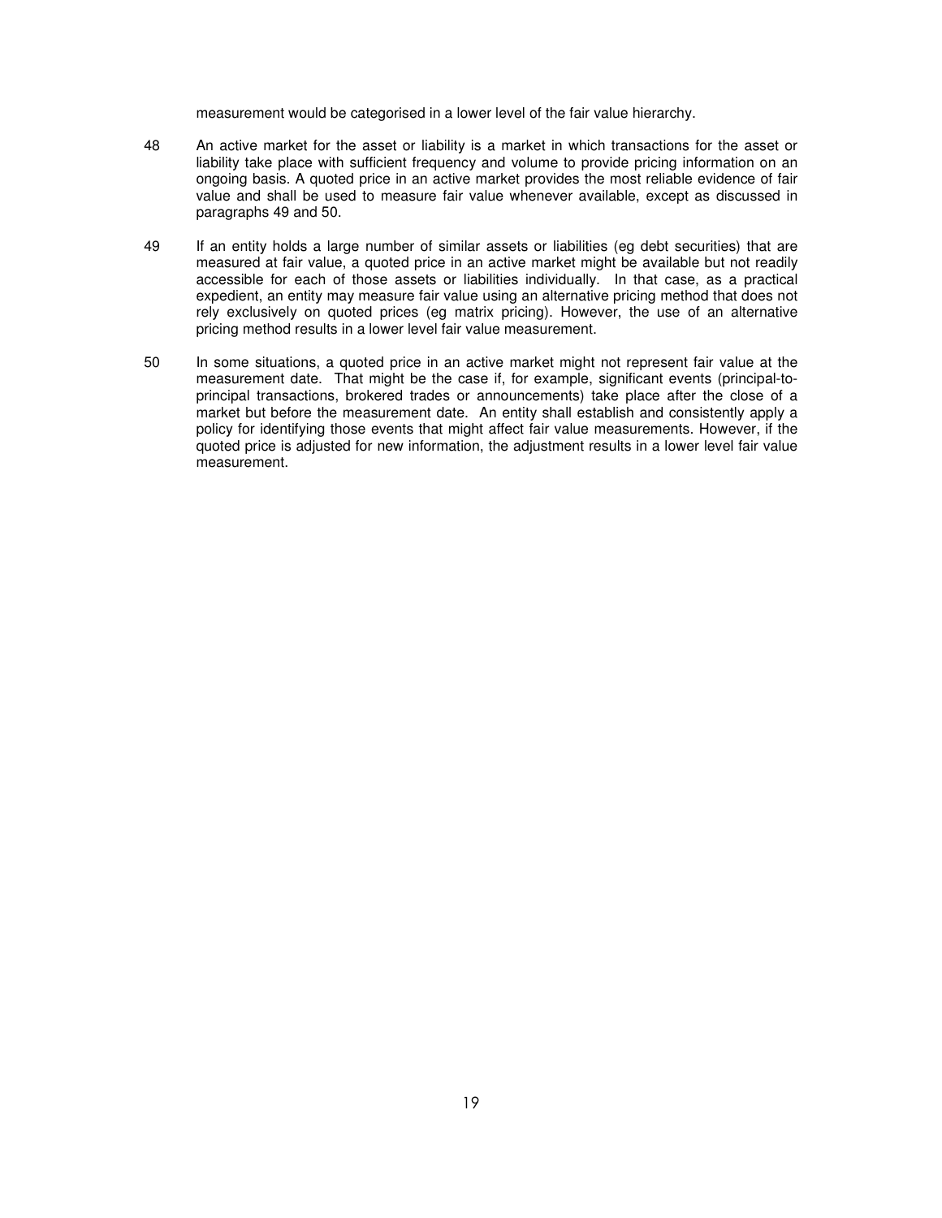measurement would be categorised in a lower level of the fair value hierarchy.

48 An active market for the asset or liability is a market in which transactions for the asset or liability take place with sufficient frequency and volume to provide pricing information on an ongoing basis. A quoted price in an active market provides the most reliable evidence of fair value and shall be used to measure fair value whenever available, except as discussed in paragraphs 49 and 50.

49 If an entity holds a large number of similar assets or liabilities (eg debt securities) that are measured at fair value, a quoted price in an active market might be available but not readily accessible for each of those assets or liabilities individually. In that case, as a practical expedient, an entity may measure fair value using an alternative pricing method that does not rely exclusively on quoted prices (eg matrix pricing). However, the use of an alternative pricing method results in a lower level fair value measurement.

50 In some situations, a quoted price in an active market might not represent fair value at the measurement date. That might be the case if, for example, significant events (principal-to-principal transactions, brokered trades or announcements) take place after the close of a market but before the measurement date. An entity shall establish and consistently apply a policy for identifying those events that might affect fair value measurements. However, if the quoted price is adjusted for new information, the adjustment results in a lower level fair value measurement.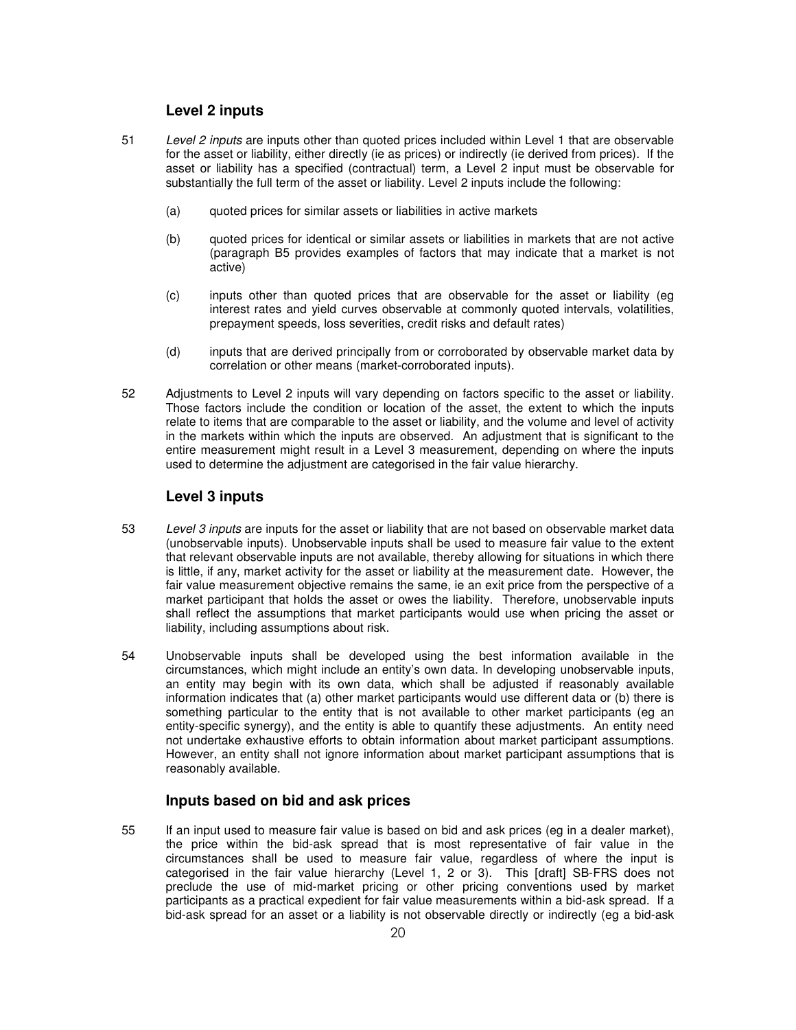### Level 2 inputs

51 *Level 2 inputs* are inputs other than quoted prices included within Level 1 that are observable for the asset or liability, either directly (ie as prices) or indirectly (ie derived from prices). If the asset or liability has a specified (contractual) term, a Level 2 input must be observable for substantially the full term of the asset or liability. Level 2 inputs include the following:

(a) quoted prices for similar assets or liabilities in active markets

(b) quoted prices for identical or similar assets or liabilities in markets that are not active (paragraph B5 provides examples of factors that may indicate that a market is not active)

(c) inputs other than quoted prices that are observable for the asset or liability (eg interest rates and yield curves observable at commonly quoted intervals, volatilities, prepayment speeds, loss severities, credit risks and default rates)

(d) inputs that are derived principally from or corroborated by observable market data by correlation or other means (market-corroborated inputs).

52 Adjustments to Level 2 inputs will vary depending on factors specific to the asset or liability. Those factors include the condition or location of the asset, the extent to which the inputs relate to items that are comparable to the asset or liability, and the volume and level of activity in the markets within which the inputs are observed. An adjustment that is significant to the entire measurement might result in a Level 3 measurement, depending on where the inputs used to determine the adjustment are categorised in the fair value hierarchy.

### Level 3 inputs

53 *Level 3 inputs* are inputs for the asset or liability that are not based on observable market data (unobservable inputs). Unobservable inputs shall be used to measure fair value to the extent that relevant observable inputs are not available, thereby allowing for situations in which there is little, if any, market activity for the asset or liability at the measurement date. However, the fair value measurement objective remains the same, ie an exit price from the perspective of a market participant that holds the asset or owes the liability. Therefore, unobservable inputs shall reflect the assumptions that market participants would use when pricing the asset or liability, including assumptions about risk.

54 Unobservable inputs shall be developed using the best information available in the circumstances, which might include an entity's own data. In developing unobservable inputs, an entity may begin with its own data, which shall be adjusted if reasonably available information indicates that (a) other market participants would use different data or (b) there is something particular to the entity that is not available to other market participants (eg an entity-specific synergy), and the entity is able to quantify these adjustments. An entity need not undertake exhaustive efforts to obtain information about market participant assumptions. However, an entity shall not ignore information about market participant assumptions that is reasonably available.

### Inputs based on bid and ask prices

55 If an input used to measure fair value is based on bid and ask prices (eg in a dealer market), the price within the bid-ask spread that is most representative of fair value in the circumstances shall be used to measure fair value, regardless of where the input is categorised in the fair value hierarchy (Level 1, 2 or 3). This [draft] SB-FRS does not preclude the use of mid-market pricing or other pricing conventions used by market participants as a practical expedient for fair value measurements within a bid-ask spread. If a bid-ask spread for an asset or a liability is not observable directly or indirectly (eg a bid-ask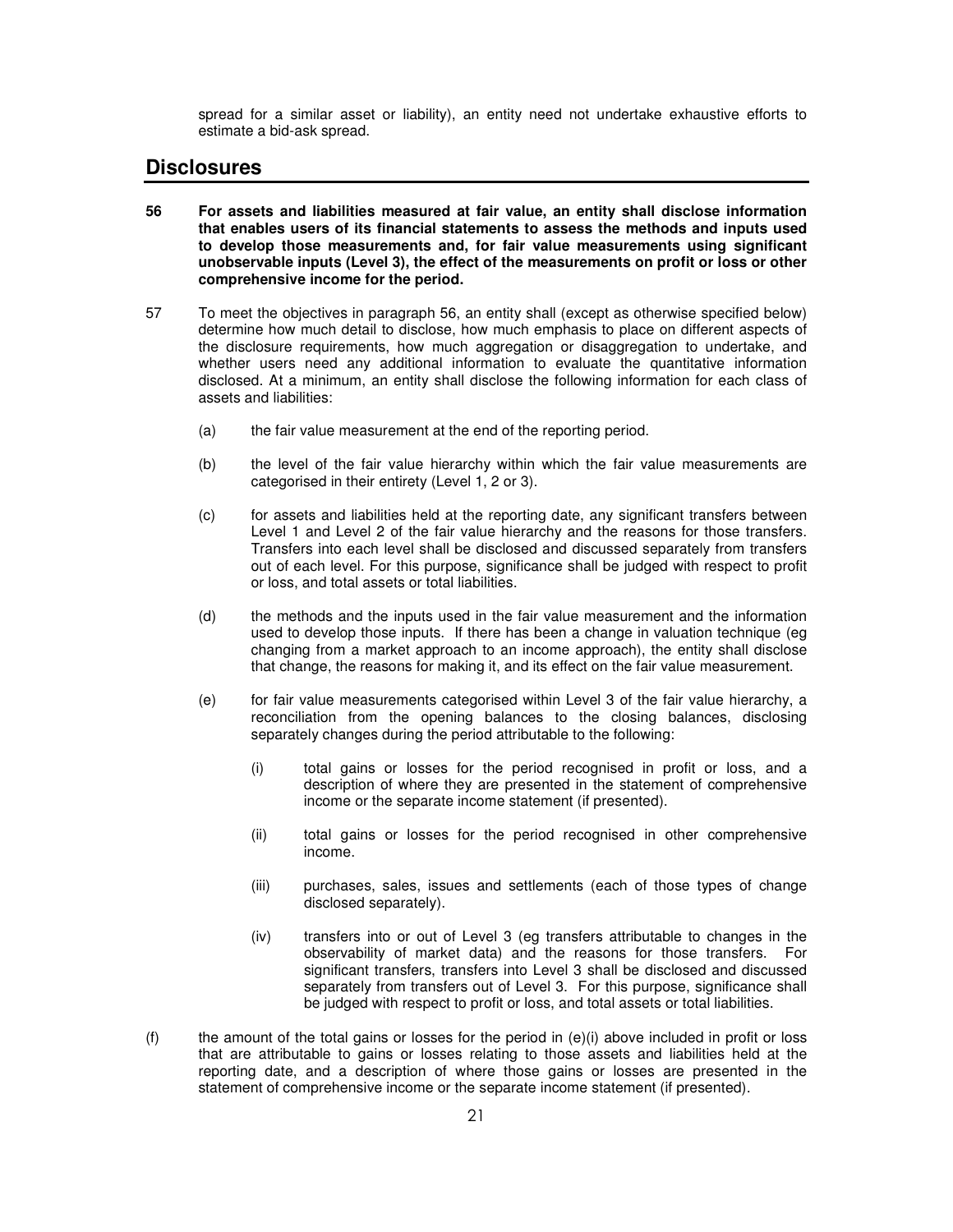spread for a similar asset or liability), an entity need not undertake exhaustive efforts to estimate a bid-ask spread.

## Disclosures

**56 For assets and liabilities measured at fair value, an entity shall disclose information that enables users of its financial statements to assess the methods and inputs used to develop those measurements and, for fair value measurements using significant unobservable inputs (Level 3), the effect of the measurements on profit or loss or other comprehensive income for the period.**

57 To meet the objectives in paragraph 56, an entity shall (except as otherwise specified below) determine how much detail to disclose, how much emphasis to place on different aspects of the disclosure requirements, how much aggregation or disaggregation to undertake, and whether users need any additional information to evaluate the quantitative information disclosed. At a minimum, an entity shall disclose the following information for each class of assets and liabilities:

(a) the fair value measurement at the end of the reporting period.

(b) the level of the fair value hierarchy within which the fair value measurements are categorised in their entirety (Level 1, 2 or 3).

(c) for assets and liabilities held at the reporting date, any significant transfers between Level 1 and Level 2 of the fair value hierarchy and the reasons for those transfers. Transfers into each level shall be disclosed and discussed separately from transfers out of each level. For this purpose, significance shall be judged with respect to profit or loss, and total assets or total liabilities.

(d) the methods and the inputs used in the fair value measurement and the information used to develop those inputs. If there has been a change in valuation technique (eg changing from a market approach to an income approach), the entity shall disclose that change, the reasons for making it, and its effect on the fair value measurement.

(e) for fair value measurements categorised within Level 3 of the fair value hierarchy, a reconciliation from the opening balances to the closing balances, disclosing separately changes during the period attributable to the following:

(i) total gains or losses for the period recognised in profit or loss, and a description of where they are presented in the statement of comprehensive income or the separate income statement (if presented).

(ii) total gains or losses for the period recognised in other comprehensive income.

(iii) purchases, sales, issues and settlements (each of those types of change disclosed separately).

(iv) transfers into or out of Level 3 (eg transfers attributable to changes in the observability of market data) and the reasons for those transfers. For significant transfers, transfers into Level 3 shall be disclosed and discussed separately from transfers out of Level 3. For this purpose, significance shall be judged with respect to profit or loss, and total assets or total liabilities.

(f) the amount of the total gains or losses for the period in (e)(i) above included in profit or loss that are attributable to gains or losses relating to those assets and liabilities held at the reporting date, and a description of where those gains or losses are presented in the statement of comprehensive income or the separate income statement (if presented).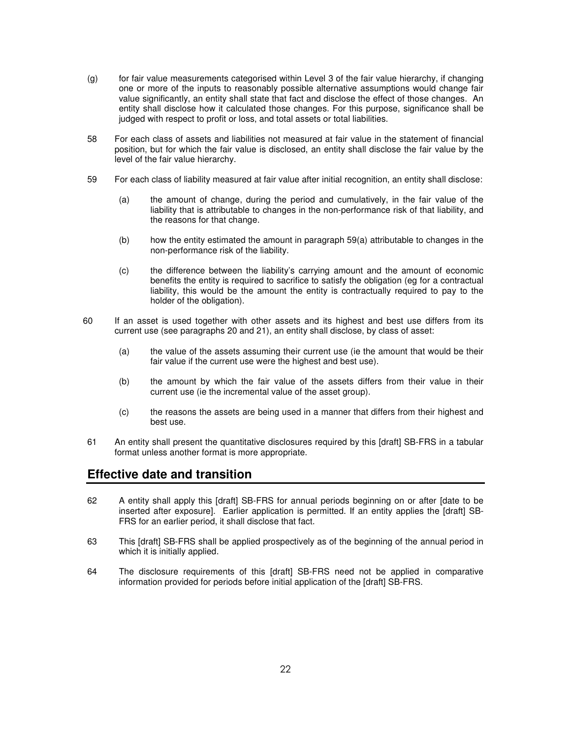(g) for fair value measurements categorised within Level 3 of the fair value hierarchy, if changing one or more of the inputs to reasonably possible alternative assumptions would change fair value significantly, an entity shall state that fact and disclose the effect of those changes. An entity shall disclose how it calculated those changes. For this purpose, significance shall be judged with respect to profit or loss, and total assets or total liabilities.

58 For each class of assets and liabilities not measured at fair value in the statement of financial position, but for which the fair value is disclosed, an entity shall disclose the fair value by the level of the fair value hierarchy.

59 For each class of liability measured at fair value after initial recognition, an entity shall disclose:

(a) the amount of change, during the period and cumulatively, in the fair value of the liability that is attributable to changes in the non-performance risk of that liability, and the reasons for that change.

(b) how the entity estimated the amount in paragraph 59(a) attributable to changes in the non-performance risk of the liability.

(c) the difference between the liability's carrying amount and the amount of economic benefits the entity is required to sacrifice to satisfy the obligation (eg for a contractual liability, this would be the amount the entity is contractually required to pay to the holder of the obligation).

60 If an asset is used together with other assets and its highest and best use differs from its current use (see paragraphs 20 and 21), an entity shall disclose, by class of asset:

(a) the value of the assets assuming their current use (ie the amount that would be their fair value if the current use were the highest and best use).

(b) the amount by which the fair value of the assets differs from their value in their current use (ie the incremental value of the asset group).

(c) the reasons the assets are being used in a manner that differs from their highest and best use.

61 An entity shall present the quantitative disclosures required by this [draft] SB-FRS in a tabular format unless another format is more appropriate.

## Effective date and transition

62 A entity shall apply this [draft] SB-FRS for annual periods beginning on or after [date to be inserted after exposure]. Earlier application is permitted. If an entity applies the [draft] SB-FRS for an earlier period, it shall disclose that fact.

63 This [draft] SB-FRS shall be applied prospectively as of the beginning of the annual period in which it is initially applied.

64 The disclosure requirements of this [draft] SB-FRS need not be applied in comparative information provided for periods before initial application of the [draft] SB-FRS.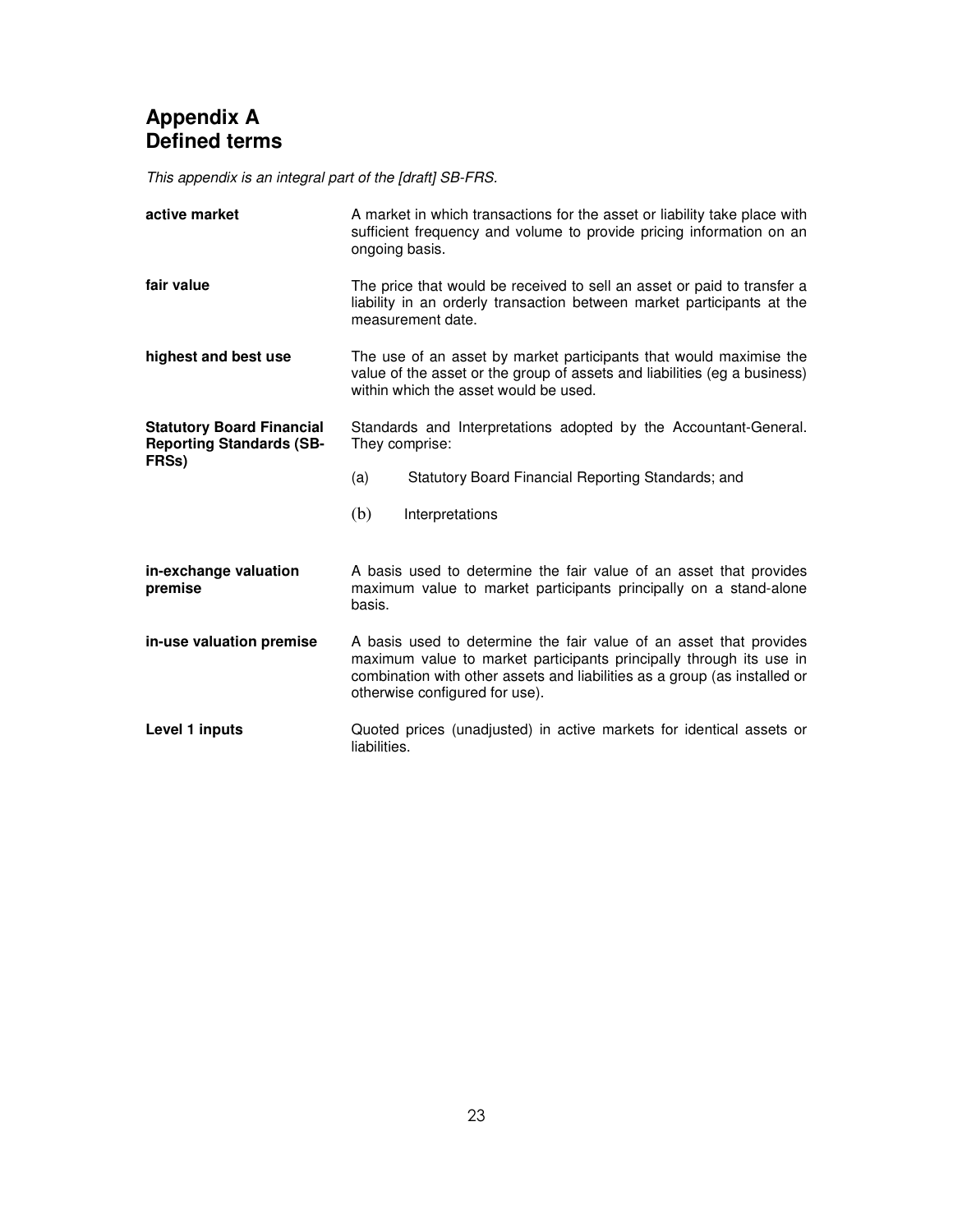# Appendix A
# Defined terms

*This appendix is an integral part of the [draft] SB-FRS.*

| | |
|---|---|
| **active market** | A market in which transactions for the asset or liability take place with sufficient frequency and volume to provide pricing information on an ongoing basis. |
| **fair value** | The price that would be received to sell an asset or paid to transfer a liability in an orderly transaction between market participants at the measurement date. |
| **highest and best use** | The use of an asset by market participants that would maximise the value of the asset or the group of assets and liabilities (eg a business) within which the asset would be used. |
| **Statutory Board Financial Reporting Standards (SB-FRSs)** | Standards and Interpretations adopted by the Accountant-General. They comprise: (a) Statutory Board Financial Reporting Standards; and (b) Interpretations |
| **in-exchange valuation premise** | A basis used to determine the fair value of an asset that provides maximum value to market participants principally on a stand-alone basis. |
| **in-use valuation premise** | A basis used to determine the fair value of an asset that provides maximum value to market participants principally through its use in combination with other assets and liabilities as a group (as installed or otherwise configured for use). |
| **Level 1 inputs** | Quoted prices (unadjusted) in active markets for identical assets or liabilities. |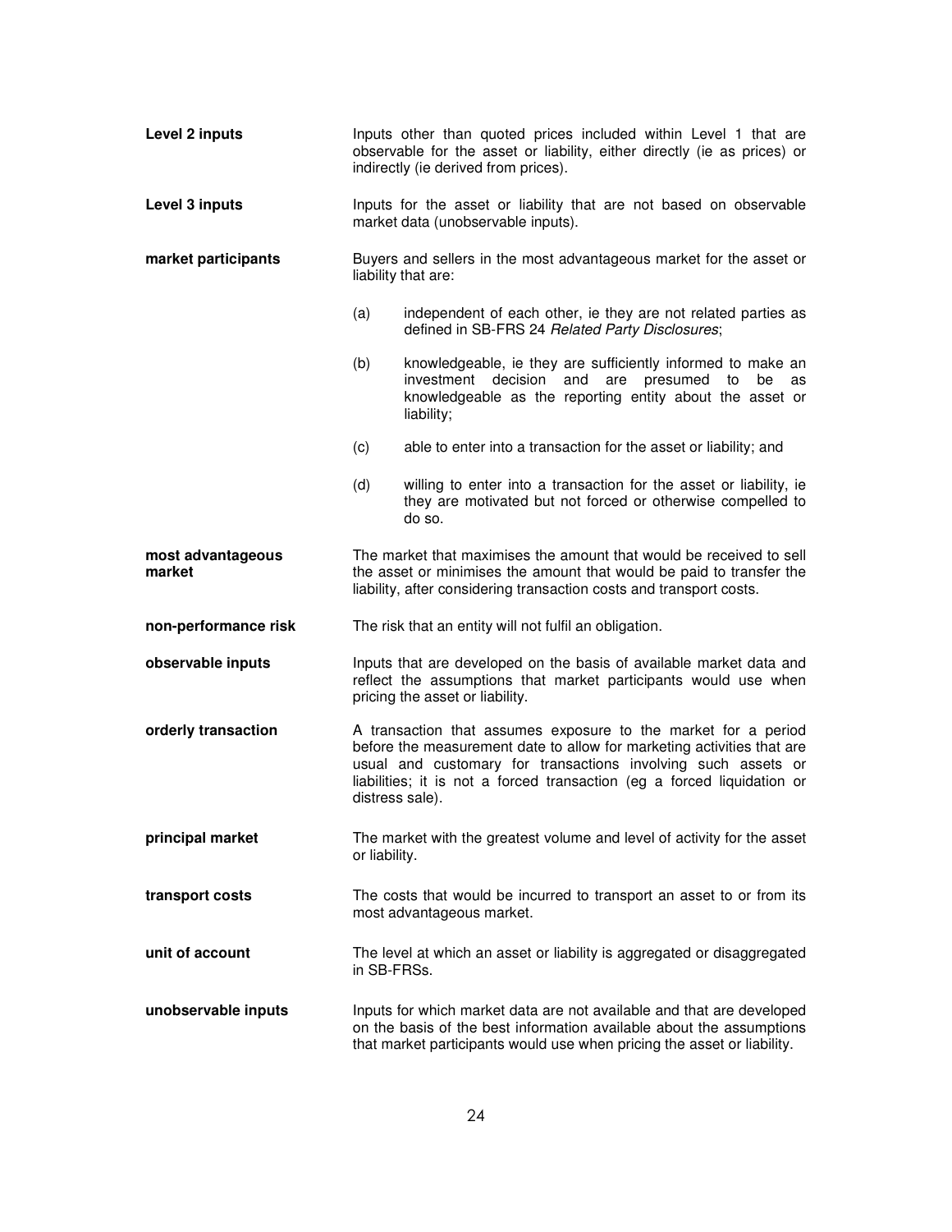| | |
|---|---|
| **Level 2 inputs** | Inputs other than quoted prices included within Level 1 that are observable for the asset or liability, either directly (ie as prices) or indirectly (ie derived from prices). |
| **Level 3 inputs** | Inputs for the asset or liability that are not based on observable market data (unobservable inputs). |
| **market participants** | Buyers and sellers in the most advantageous market for the asset or liability that are:<br>(a) independent of each other, ie they are not related parties as defined in SB-FRS 24 *Related Party Disclosures*;<br>(b) knowledgeable, ie they are sufficiently informed to make an investment decision and are presumed to be as knowledgeable as the reporting entity about the asset or liability;<br>(c) able to enter into a transaction for the asset or liability; and<br>(d) willing to enter into a transaction for the asset or liability, ie they are motivated but not forced or otherwise compelled to do so. |
| **most advantageous market** | The market that maximises the amount that would be received to sell the asset or minimises the amount that would be paid to transfer the liability, after considering transaction costs and transport costs. |
| **non-performance risk** | The risk that an entity will not fulfil an obligation. |
| **observable inputs** | Inputs that are developed on the basis of available market data and reflect the assumptions that market participants would use when pricing the asset or liability. |
| **orderly transaction** | A transaction that assumes exposure to the market for a period before the measurement date to allow for marketing activities that are usual and customary for transactions involving such assets or liabilities; it is not a forced transaction (eg a forced liquidation or distress sale). |
| **principal market** | The market with the greatest volume and level of activity for the asset or liability. |
| **transport costs** | The costs that would be incurred to transport an asset to or from its most advantageous market. |
| **unit of account** | The level at which an asset or liability is aggregated or disaggregated in SB-FRSs. |
| **unobservable inputs** | Inputs for which market data are not available and that are developed on the basis of the best information available about the assumptions that market participants would use when pricing the asset or liability. |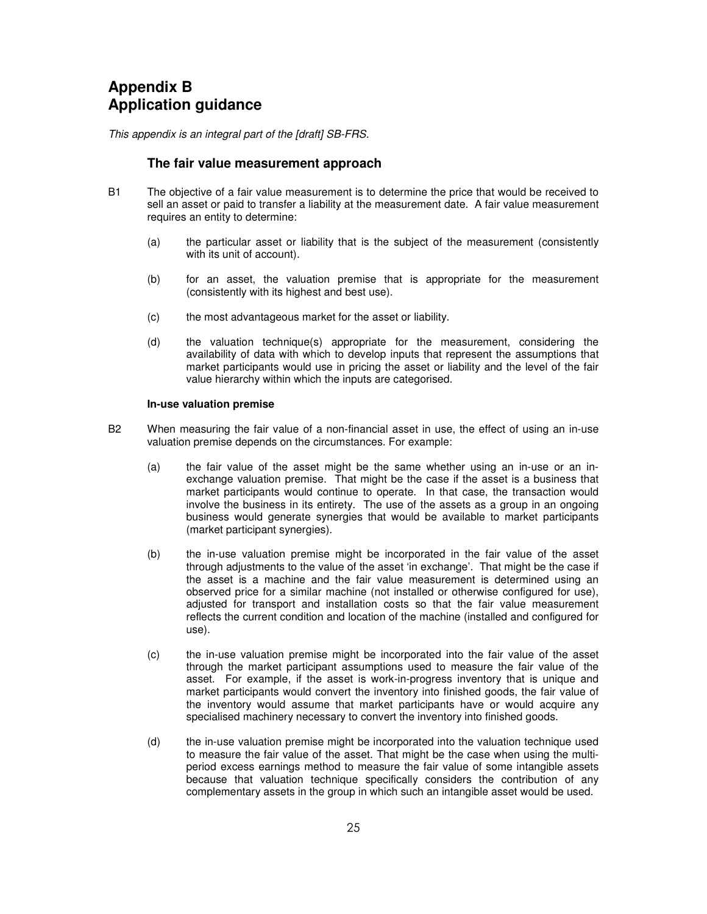# Appendix B
# Application guidance

*This appendix is an integral part of the [draft] SB-FRS.*

## The fair value measurement approach

B1 The objective of a fair value measurement is to determine the price that would be received to sell an asset or paid to transfer a liability at the measurement date. A fair value measurement requires an entity to determine:

(a) the particular asset or liability that is the subject of the measurement (consistently with its unit of account).

(b) for an asset, the valuation premise that is appropriate for the measurement (consistently with its highest and best use).

(c) the most advantageous market for the asset or liability.

(d) the valuation technique(s) appropriate for the measurement, considering the availability of data with which to develop inputs that represent the assumptions that market participants would use in pricing the asset or liability and the level of the fair value hierarchy within which the inputs are categorised.

### In-use valuation premise

B2 When measuring the fair value of a non-financial asset in use, the effect of using an in-use valuation premise depends on the circumstances. For example:

(a) the fair value of the asset might be the same whether using an in-use or an in-exchange valuation premise. That might be the case if the asset is a business that market participants would continue to operate. In that case, the transaction would involve the business in its entirety. The use of the assets as a group in an ongoing business would generate synergies that would be available to market participants (market participant synergies).

(b) the in-use valuation premise might be incorporated in the fair value of the asset through adjustments to the value of the asset 'in exchange'. That might be the case if the asset is a machine and the fair value measurement is determined using an observed price for a similar machine (not installed or otherwise configured for use), adjusted for transport and installation costs so that the fair value measurement reflects the current condition and location of the machine (installed and configured for use).

(c) the in-use valuation premise might be incorporated into the fair value of the asset through the market participant assumptions used to measure the fair value of the asset. For example, if the asset is work-in-progress inventory that is unique and market participants would convert the inventory into finished goods, the fair value of the inventory would assume that market participants have or would acquire any specialised machinery necessary to convert the inventory into finished goods.

(d) the in-use valuation premise might be incorporated into the valuation technique used to measure the fair value of the asset. That might be the case when using the multi-period excess earnings method to measure the fair value of some intangible assets because that valuation technique specifically considers the contribution of any complementary assets in the group in which such an intangible asset would be used.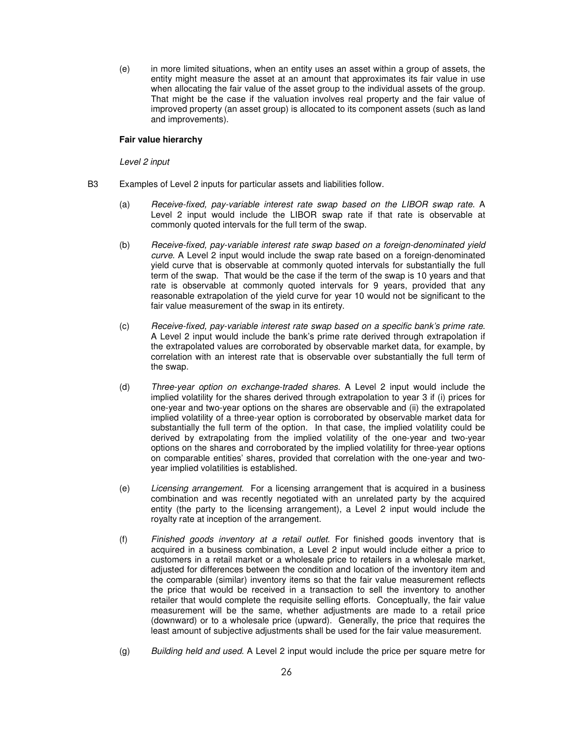(e) in more limited situations, when an entity uses an asset within a group of assets, the entity might measure the asset at an amount that approximates its fair value in use when allocating the fair value of the asset group to the individual assets of the group. That might be the case if the valuation involves real property and the fair value of improved property (an asset group) is allocated to its component assets (such as land and improvements).

**Fair value hierarchy**

*Level 2 input*

B3 Examples of Level 2 inputs for particular assets and liabilities follow.

(a) *Receive-fixed, pay-variable interest rate swap based on the LIBOR swap rate.* A Level 2 input would include the LIBOR swap rate if that rate is observable at commonly quoted intervals for the full term of the swap.

(b) *Receive-fixed, pay-variable interest rate swap based on a foreign-denominated yield curve.* A Level 2 input would include the swap rate based on a foreign-denominated yield curve that is observable at commonly quoted intervals for substantially the full term of the swap. That would be the case if the term of the swap is 10 years and that rate is observable at commonly quoted intervals for 9 years, provided that any reasonable extrapolation of the yield curve for year 10 would not be significant to the fair value measurement of the swap in its entirety.

(c) *Receive-fixed, pay-variable interest rate swap based on a specific bank's prime rate.* A Level 2 input would include the bank's prime rate derived through extrapolation if the extrapolated values are corroborated by observable market data, for example, by correlation with an interest rate that is observable over substantially the full term of the swap.

(d) *Three-year option on exchange-traded shares.* A Level 2 input would include the implied volatility for the shares derived through extrapolation to year 3 if (i) prices for one-year and two-year options on the shares are observable and (ii) the extrapolated implied volatility of a three-year option is corroborated by observable market data for substantially the full term of the option. In that case, the implied volatility could be derived by extrapolating from the implied volatility of the one-year and two-year options on the shares and corroborated by the implied volatility for three-year options on comparable entities' shares, provided that correlation with the one-year and two-year implied volatilities is established.

(e) *Licensing arrangement.* For a licensing arrangement that is acquired in a business combination and was recently negotiated with an unrelated party by the acquired entity (the party to the licensing arrangement), a Level 2 input would include the royalty rate at inception of the arrangement.

(f) *Finished goods inventory at a retail outlet.* For finished goods inventory that is acquired in a business combination, a Level 2 input would include either a price to customers in a retail market or a wholesale price to retailers in a wholesale market, adjusted for differences between the condition and location of the inventory item and the comparable (similar) inventory items so that the fair value measurement reflects the price that would be received in a transaction to sell the inventory to another retailer that would complete the requisite selling efforts. Conceptually, the fair value measurement will be the same, whether adjustments are made to a retail price (downward) or to a wholesale price (upward). Generally, the price that requires the least amount of subjective adjustments shall be used for the fair value measurement.

(g) *Building held and used.* A Level 2 input would include the price per square metre for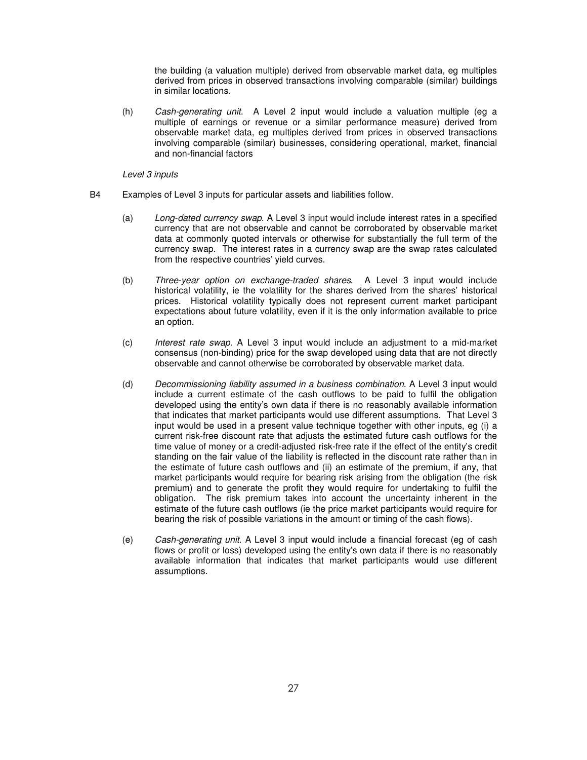the building (a valuation multiple) derived from observable market data, eg multiples derived from prices in observed transactions involving comparable (similar) buildings in similar locations.

(h) *Cash-generating unit*. A Level 2 input would include a valuation multiple (eg a multiple of earnings or revenue or a similar performance measure) derived from observable market data, eg multiples derived from prices in observed transactions involving comparable (similar) businesses, considering operational, market, financial and non-financial factors

*Level 3 inputs*

B4 Examples of Level 3 inputs for particular assets and liabilities follow.

(a) *Long-dated currency swap*. A Level 3 input would include interest rates in a specified currency that are not observable and cannot be corroborated by observable market data at commonly quoted intervals or otherwise for substantially the full term of the currency swap. The interest rates in a currency swap are the swap rates calculated from the respective countries' yield curves.

(b) *Three-year option on exchange-traded shares*. A Level 3 input would include historical volatility, ie the volatility for the shares derived from the shares' historical prices. Historical volatility typically does not represent current market participant expectations about future volatility, even if it is the only information available to price an option.

(c) *Interest rate swap*. A Level 3 input would include an adjustment to a mid-market consensus (non-binding) price for the swap developed using data that are not directly observable and cannot otherwise be corroborated by observable market data.

(d) *Decommissioning liability assumed in a business combination*. A Level 3 input would include a current estimate of the cash outflows to be paid to fulfil the obligation developed using the entity's own data if there is no reasonably available information that indicates that market participants would use different assumptions. That Level 3 input would be used in a present value technique together with other inputs, eg (i) a current risk-free discount rate that adjusts the estimated future cash outflows for the time value of money or a credit-adjusted risk-free rate if the effect of the entity's credit standing on the fair value of the liability is reflected in the discount rate rather than in the estimate of future cash outflows and (ii) an estimate of the premium, if any, that market participants would require for bearing risk arising from the obligation (the risk premium) and to generate the profit they would require for undertaking to fulfil the obligation. The risk premium takes into account the uncertainty inherent in the estimate of the future cash outflows (ie the price market participants would require for bearing the risk of possible variations in the amount or timing of the cash flows).

(e) *Cash-generating unit*. A Level 3 input would include a financial forecast (eg of cash flows or profit or loss) developed using the entity's own data if there is no reasonably available information that indicates that market participants would use different assumptions.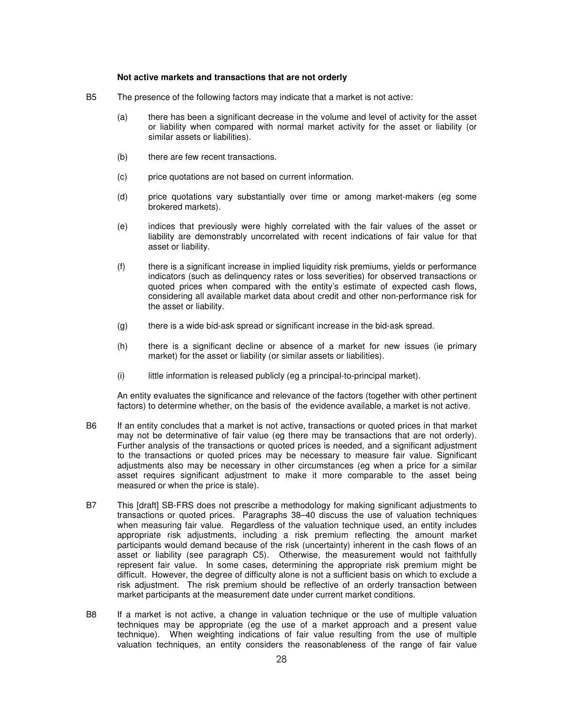**Not active markets and transactions that are not orderly**

B5 The presence of the following factors may indicate that a market is not active:

(a) there has been a significant decrease in the volume and level of activity for the asset or liability when compared with normal market activity for the asset or liability (or similar assets or liabilities).

(b) there are few recent transactions.

(c) price quotations are not based on current information.

(d) price quotations vary substantially over time or among market-makers (eg some brokered markets).

(e) indices that previously were highly correlated with the fair values of the asset or liability are demonstrably uncorrelated with recent indications of fair value for that asset or liability.

(f) there is a significant increase in implied liquidity risk premiums, yields or performance indicators (such as delinquency rates or loss severities) for observed transactions or quoted prices when compared with the entity's estimate of expected cash flows, considering all available market data about credit and other non-performance risk for the asset or liability.

(g) there is a wide bid-ask spread or significant increase in the bid-ask spread.

(h) there is a significant decline or absence of a market for new issues (ie primary market) for the asset or liability (or similar assets or liabilities).

(i) little information is released publicly (eg a principal-to-principal market).

An entity evaluates the significance and relevance of the factors (together with other pertinent factors) to determine whether, on the basis of the evidence available, a market is not active.

B6 If an entity concludes that a market is not active, transactions or quoted prices in that market may not be determinative of fair value (eg there may be transactions that are not orderly). Further analysis of the transactions or quoted prices is needed, and a significant adjustment to the transactions or quoted prices may be necessary to measure fair value. Significant adjustments also may be necessary in other circumstances (eg when a price for a similar asset requires significant adjustment to make it more comparable to the asset being measured or when the price is stale).

B7 This [draft] SB-FRS does not prescribe a methodology for making significant adjustments to transactions or quoted prices. Paragraphs 38–40 discuss the use of valuation techniques when measuring fair value. Regardless of the valuation technique used, an entity includes appropriate risk adjustments, including a risk premium reflecting the amount market participants would demand because of the risk (uncertainty) inherent in the cash flows of an asset or liability (see paragraph C5). Otherwise, the measurement would not faithfully represent fair value. In some cases, determining the appropriate risk premium might be difficult. However, the degree of difficulty alone is not a sufficient basis on which to exclude a risk adjustment. The risk premium should be reflective of an orderly transaction between market participants at the measurement date under current market conditions.

B8 If a market is not active, a change in valuation technique or the use of multiple valuation techniques may be appropriate (eg the use of a market approach and a present value technique). When weighting indications of fair value resulting from the use of multiple valuation techniques, an entity considers the reasonableness of the range of fair value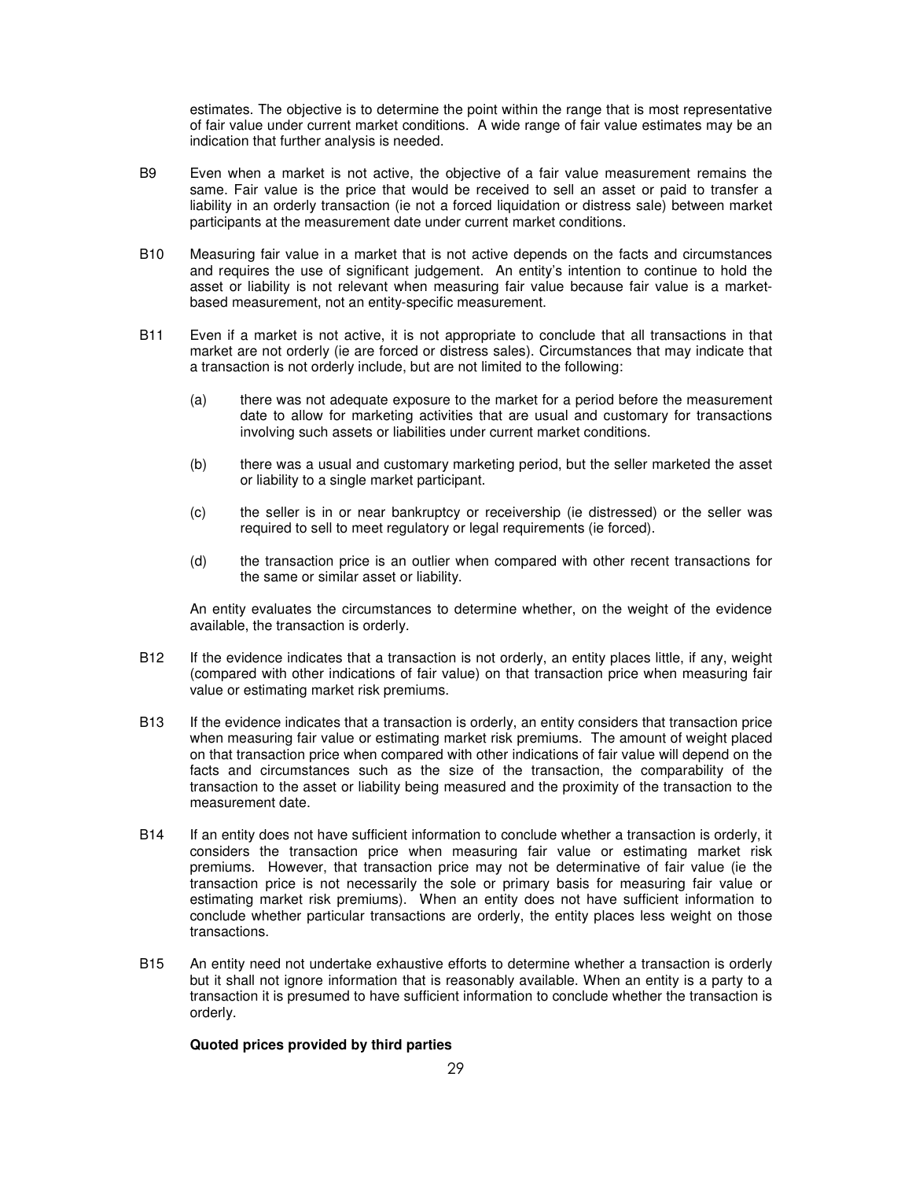estimates. The objective is to determine the point within the range that is most representative of fair value under current market conditions. A wide range of fair value estimates may be an indication that further analysis is needed.

B9 Even when a market is not active, the objective of a fair value measurement remains the same. Fair value is the price that would be received to sell an asset or paid to transfer a liability in an orderly transaction (ie not a forced liquidation or distress sale) between market participants at the measurement date under current market conditions.

B10 Measuring fair value in a market that is not active depends on the facts and circumstances and requires the use of significant judgement. An entity's intention to continue to hold the asset or liability is not relevant when measuring fair value because fair value is a market-based measurement, not an entity-specific measurement.

B11 Even if a market is not active, it is not appropriate to conclude that all transactions in that market are not orderly (ie are forced or distress sales). Circumstances that may indicate that a transaction is not orderly include, but are not limited to the following:

(a) there was not adequate exposure to the market for a period before the measurement date to allow for marketing activities that are usual and customary for transactions involving such assets or liabilities under current market conditions.

(b) there was a usual and customary marketing period, but the seller marketed the asset or liability to a single market participant.

(c) the seller is in or near bankruptcy or receivership (ie distressed) or the seller was required to sell to meet regulatory or legal requirements (ie forced).

(d) the transaction price is an outlier when compared with other recent transactions for the same or similar asset or liability.

An entity evaluates the circumstances to determine whether, on the weight of the evidence available, the transaction is orderly.

B12 If the evidence indicates that a transaction is not orderly, an entity places little, if any, weight (compared with other indications of fair value) on that transaction price when measuring fair value or estimating market risk premiums.

B13 If the evidence indicates that a transaction is orderly, an entity considers that transaction price when measuring fair value or estimating market risk premiums. The amount of weight placed on that transaction price when compared with other indications of fair value will depend on the facts and circumstances such as the size of the transaction, the comparability of the transaction to the asset or liability being measured and the proximity of the transaction to the measurement date.

B14 If an entity does not have sufficient information to conclude whether a transaction is orderly, it considers the transaction price when measuring fair value or estimating market risk premiums. However, that transaction price may not be determinative of fair value (ie the transaction price is not necessarily the sole or primary basis for measuring fair value or estimating market risk premiums). When an entity does not have sufficient information to conclude whether particular transactions are orderly, the entity places less weight on those transactions.

B15 An entity need not undertake exhaustive efforts to determine whether a transaction is orderly but it shall not ignore information that is reasonably available. When an entity is a party to a transaction it is presumed to have sufficient information to conclude whether the transaction is orderly.

**Quoted prices provided by third parties**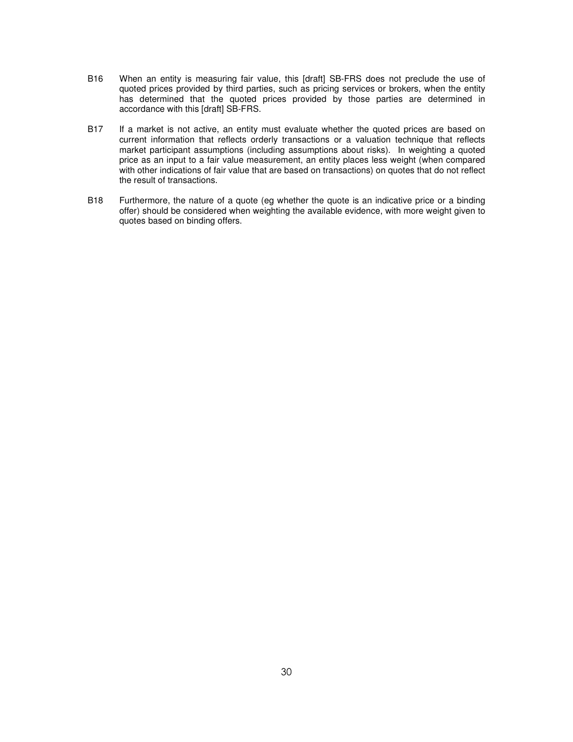B16 When an entity is measuring fair value, this [draft] SB-FRS does not preclude the use of quoted prices provided by third parties, such as pricing services or brokers, when the entity has determined that the quoted prices provided by those parties are determined in accordance with this [draft] SB-FRS.

B17 If a market is not active, an entity must evaluate whether the quoted prices are based on current information that reflects orderly transactions or a valuation technique that reflects market participant assumptions (including assumptions about risks). In weighting a quoted price as an input to a fair value measurement, an entity places less weight (when compared with other indications of fair value that are based on transactions) on quotes that do not reflect the result of transactions.

B18 Furthermore, the nature of a quote (eg whether the quote is an indicative price or a binding offer) should be considered when weighting the available evidence, with more weight given to quotes based on binding offers.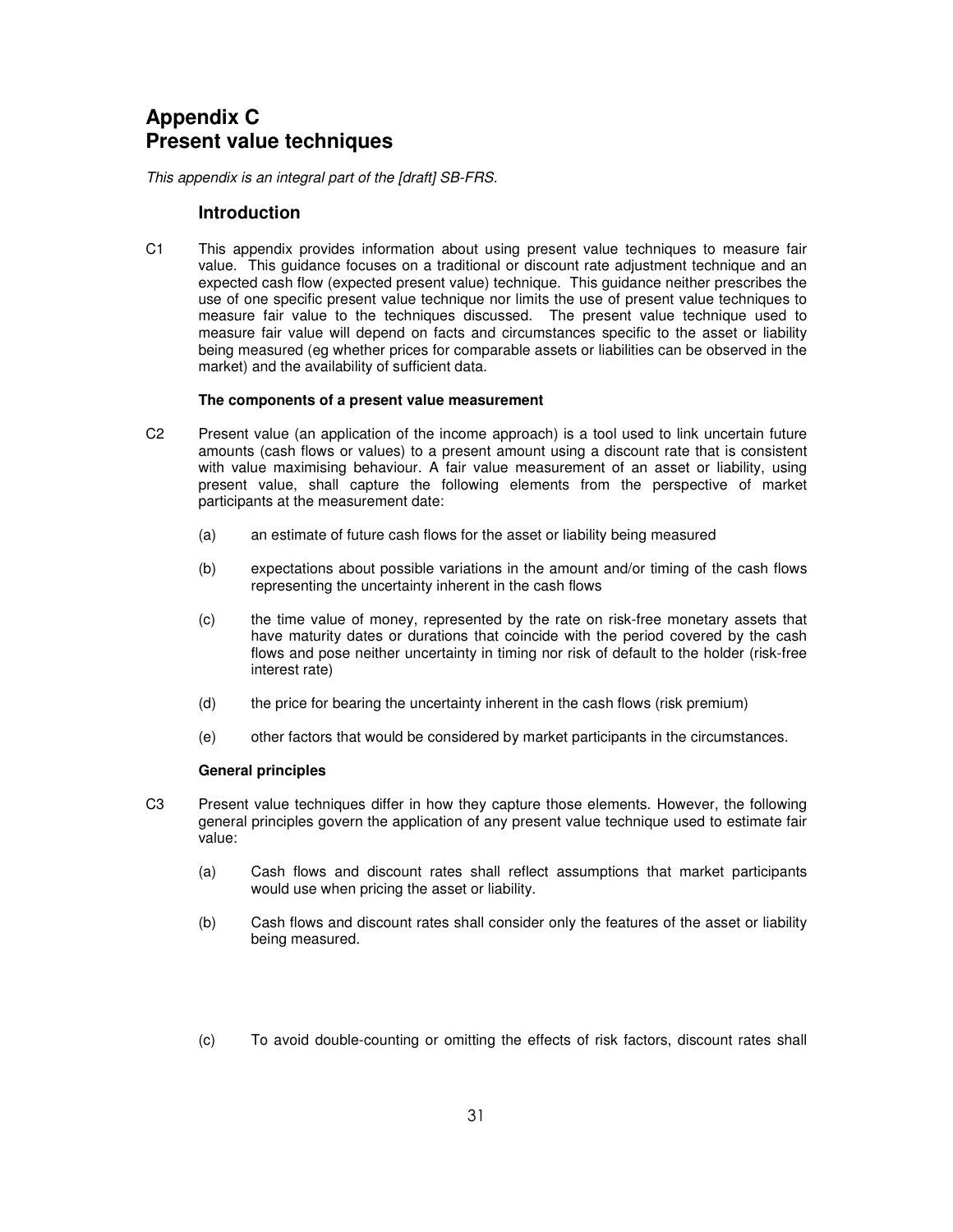# Appendix C
# Present value techniques

*This appendix is an integral part of the [draft] SB-FRS.*

## Introduction

C1 This appendix provides information about using present value techniques to measure fair value. This guidance focuses on a traditional or discount rate adjustment technique and an expected cash flow (expected present value) technique. This guidance neither prescribes the use of one specific present value technique nor limits the use of present value techniques to measure fair value to the techniques discussed. The present value technique used to measure fair value will depend on facts and circumstances specific to the asset or liability being measured (eg whether prices for comparable assets or liabilities can be observed in the market) and the availability of sufficient data.

### The components of a present value measurement

C2 Present value (an application of the income approach) is a tool used to link uncertain future amounts (cash flows or values) to a present amount using a discount rate that is consistent with value maximising behaviour. A fair value measurement of an asset or liability, using present value, shall capture the following elements from the perspective of market participants at the measurement date:

(a) an estimate of future cash flows for the asset or liability being measured

(b) expectations about possible variations in the amount and/or timing of the cash flows representing the uncertainty inherent in the cash flows

(c) the time value of money, represented by the rate on risk-free monetary assets that have maturity dates or durations that coincide with the period covered by the cash flows and pose neither uncertainty in timing nor risk of default to the holder (risk-free interest rate)

(d) the price for bearing the uncertainty inherent in the cash flows (risk premium)

(e) other factors that would be considered by market participants in the circumstances.

### General principles

C3 Present value techniques differ in how they capture those elements. However, the following general principles govern the application of any present value technique used to estimate fair value:

(a) Cash flows and discount rates shall reflect assumptions that market participants would use when pricing the asset or liability.

(b) Cash flows and discount rates shall consider only the features of the asset or liability being measured.

(c) To avoid double-counting or omitting the effects of risk factors, discount rates shall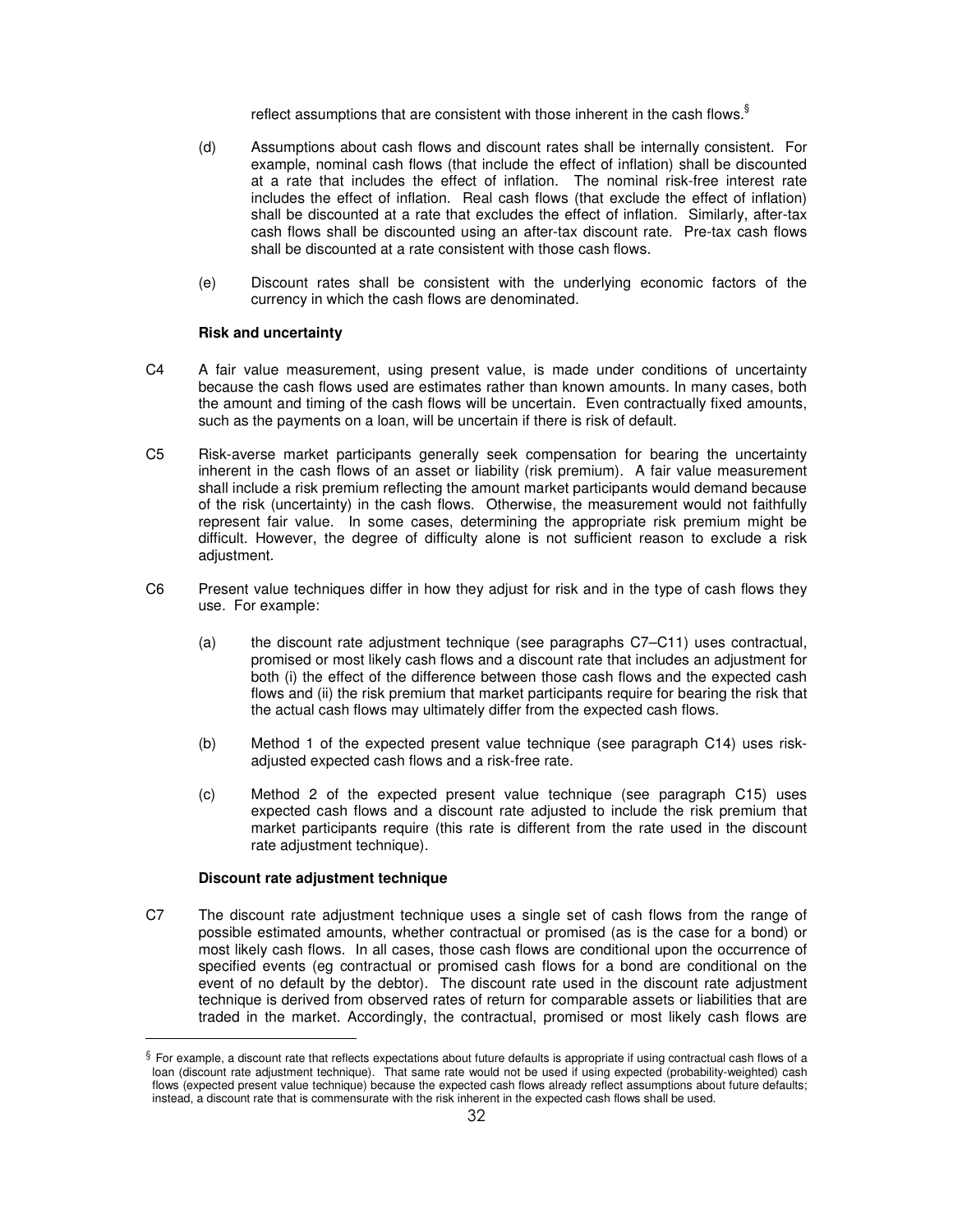reflect assumptions that are consistent with those inherent in the cash flows.[§]

(d) Assumptions about cash flows and discount rates shall be internally consistent. For example, nominal cash flows (that include the effect of inflation) shall be discounted at a rate that includes the effect of inflation. The nominal risk-free interest rate includes the effect of inflation. Real cash flows (that exclude the effect of inflation) shall be discounted at a rate that excludes the effect of inflation. Similarly, after-tax cash flows shall be discounted using an after-tax discount rate. Pre-tax cash flows shall be discounted at a rate consistent with those cash flows.

(e) Discount rates shall be consistent with the underlying economic factors of the currency in which the cash flows are denominated.

**Risk and uncertainty**

C4 A fair value measurement, using present value, is made under conditions of uncertainty because the cash flows used are estimates rather than known amounts. In many cases, both the amount and timing of the cash flows will be uncertain. Even contractually fixed amounts, such as the payments on a loan, will be uncertain if there is risk of default.

C5 Risk-averse market participants generally seek compensation for bearing the uncertainty inherent in the cash flows of an asset or liability (risk premium). A fair value measurement shall include a risk premium reflecting the amount market participants would demand because of the risk (uncertainty) in the cash flows. Otherwise, the measurement would not faithfully represent fair value. In some cases, determining the appropriate risk premium might be difficult. However, the degree of difficulty alone is not sufficient reason to exclude a risk adjustment.

C6 Present value techniques differ in how they adjust for risk and in the type of cash flows they use. For example:

(a) the discount rate adjustment technique (see paragraphs C7–C11) uses contractual, promised or most likely cash flows and a discount rate that includes an adjustment for both (i) the effect of the difference between those cash flows and the expected cash flows and (ii) the risk premium that market participants require for bearing the risk that the actual cash flows may ultimately differ from the expected cash flows.

(b) Method 1 of the expected present value technique (see paragraph C14) uses risk-adjusted expected cash flows and a risk-free rate.

(c) Method 2 of the expected present value technique (see paragraph C15) uses expected cash flows and a discount rate adjusted to include the risk premium that market participants require (this rate is different from the rate used in the discount rate adjustment technique).

**Discount rate adjustment technique**

C7 The discount rate adjustment technique uses a single set of cash flows from the range of possible estimated amounts, whether contractual or promised (as is the case for a bond) or most likely cash flows. In all cases, those cash flows are conditional upon the occurrence of specified events (eg contractual or promised cash flows for a bond are conditional on the event of no default by the debtor). The discount rate used in the discount rate adjustment technique is derived from observed rates of return for comparable assets or liabilities that are traded in the market. Accordingly, the contractual, promised or most likely cash flows are

[§] For example, a discount rate that reflects expectations about future defaults is appropriate if using contractual cash flows of a loan (discount rate adjustment technique). That same rate would not be used if using expected (probability-weighted) cash flows (expected present value technique) because the expected cash flows already reflect assumptions about future defaults; instead, a discount rate that is commensurate with the risk inherent in the expected cash flows shall be used.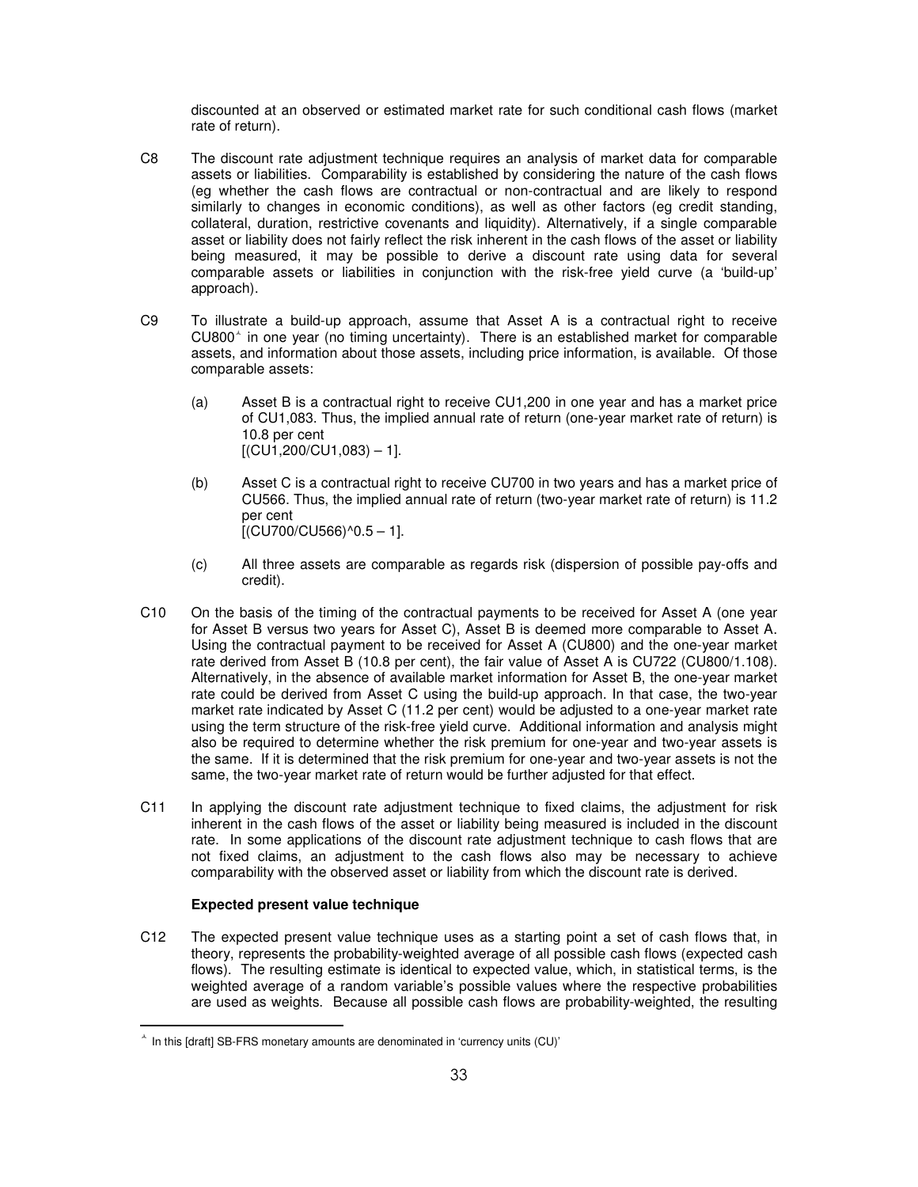discounted at an observed or estimated market rate for such conditional cash flows (market rate of return).

C8 The discount rate adjustment technique requires an analysis of market data for comparable assets or liabilities. Comparability is established by considering the nature of the cash flows (eg whether the cash flows are contractual or non-contractual and are likely to respond similarly to changes in economic conditions), as well as other factors (eg credit standing, collateral, duration, restrictive covenants and liquidity). Alternatively, if a single comparable asset or liability does not fairly reflect the risk inherent in the cash flows of the asset or liability being measured, it may be possible to derive a discount rate using data for several comparable assets or liabilities in conjunction with the risk-free yield curve (a 'build-up' approach).

C9 To illustrate a build-up approach, assume that Asset A is a contractual right to receive CU800[^] in one year (no timing uncertainty). There is an established market for comparable assets, and information about those assets, including price information, is available. Of those comparable assets:

(a) Asset B is a contractual right to receive CU1,200 in one year and has a market price of CU1,083. Thus, the implied annual rate of return (one-year market rate of return) is 10.8 per cent [(CU1,200/CU1,083) – 1].

(b) Asset C is a contractual right to receive CU700 in two years and has a market price of CU566. Thus, the implied annual rate of return (two-year market rate of return) is 11.2 per cent [(CU700/CU566)^0.5 – 1].

(c) All three assets are comparable as regards risk (dispersion of possible pay-offs and credit).

C10 On the basis of the timing of the contractual payments to be received for Asset A (one year for Asset B versus two years for Asset C), Asset B is deemed more comparable to Asset A. Using the contractual payment to be received for Asset A (CU800) and the one-year market rate derived from Asset B (10.8 per cent), the fair value of Asset A is CU722 (CU800/1.108). Alternatively, in the absence of available market information for Asset B, the one-year market rate could be derived from Asset C using the build-up approach. In that case, the two-year market rate indicated by Asset C (11.2 per cent) would be adjusted to a one-year market rate using the term structure of the risk-free yield curve. Additional information and analysis might also be required to determine whether the risk premium for one-year and two-year assets is the same. If it is determined that the risk premium for one-year and two-year assets is not the same, the two-year market rate of return would be further adjusted for that effect.

C11 In applying the discount rate adjustment technique to fixed claims, the adjustment for risk inherent in the cash flows of the asset or liability being measured is included in the discount rate. In some applications of the discount rate adjustment technique to cash flows that are not fixed claims, an adjustment to the cash flows also may be necessary to achieve comparability with the observed asset or liability from which the discount rate is derived.

**Expected present value technique**

C12 The expected present value technique uses as a starting point a set of cash flows that, in theory, represents the probability-weighted average of all possible cash flows (expected cash flows). The resulting estimate is identical to expected value, which, in statistical terms, is the weighted average of a random variable's possible values where the respective probabilities are used as weights. Because all possible cash flows are probability-weighted, the resulting

[^] In this [draft] SB-FRS monetary amounts are denominated in 'currency units (CU)'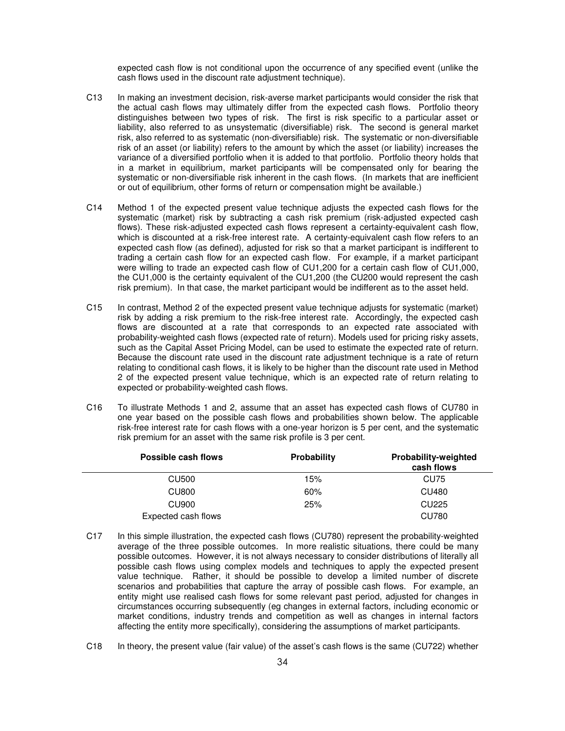expected cash flow is not conditional upon the occurrence of any specified event (unlike the cash flows used in the discount rate adjustment technique).

C13 In making an investment decision, risk-averse market participants would consider the risk that the actual cash flows may ultimately differ from the expected cash flows. Portfolio theory distinguishes between two types of risk. The first is risk specific to a particular asset or liability, also referred to as unsystematic (diversifiable) risk. The second is general market risk, also referred to as systematic (non-diversifiable) risk. The systematic or non-diversifiable risk of an asset (or liability) refers to the amount by which the asset (or liability) increases the variance of a diversified portfolio when it is added to that portfolio. Portfolio theory holds that in a market in equilibrium, market participants will be compensated only for bearing the systematic or non-diversifiable risk inherent in the cash flows. (In markets that are inefficient or out of equilibrium, other forms of return or compensation might be available.)

C14 Method 1 of the expected present value technique adjusts the expected cash flows for the systematic (market) risk by subtracting a cash risk premium (risk-adjusted expected cash flows). These risk-adjusted expected cash flows represent a certainty-equivalent cash flow, which is discounted at a risk-free interest rate. A certainty-equivalent cash flow refers to an expected cash flow (as defined), adjusted for risk so that a market participant is indifferent to trading a certain cash flow for an expected cash flow. For example, if a market participant were willing to trade an expected cash flow of CU1,200 for a certain cash flow of CU1,000, the CU1,000 is the certainty equivalent of the CU1,200 (the CU200 would represent the cash risk premium). In that case, the market participant would be indifferent as to the asset held.

C15 In contrast, Method 2 of the expected present value technique adjusts for systematic (market) risk by adding a risk premium to the risk-free interest rate. Accordingly, the expected cash flows are discounted at a rate that corresponds to an expected rate associated with probability-weighted cash flows (expected rate of return). Models used for pricing risky assets, such as the Capital Asset Pricing Model, can be used to estimate the expected rate of return. Because the discount rate used in the discount rate adjustment technique is a rate of return relating to conditional cash flows, it is likely to be higher than the discount rate used in Method 2 of the expected present value technique, which is an expected rate of return relating to expected or probability-weighted cash flows.

C16 To illustrate Methods 1 and 2, assume that an asset has expected cash flows of CU780 in one year based on the possible cash flows and probabilities shown below. The applicable risk-free interest rate for cash flows with a one-year horizon is 5 per cent, and the systematic risk premium for an asset with the same risk profile is 3 per cent.

| Possible cash flows | Probability | Probability-weighted cash flows |
|---|---|---|
| CU500 | 15% | CU75 |
| CU800 | 60% | CU480 |
| CU900 | 25% | CU225 |
| Expected cash flows | | CU780 |

C17 In this simple illustration, the expected cash flows (CU780) represent the probability-weighted average of the three possible outcomes. In more realistic situations, there could be many possible outcomes. However, it is not always necessary to consider distributions of literally all possible cash flows using complex models and techniques to apply the expected present value technique. Rather, it should be possible to develop a limited number of discrete scenarios and probabilities that capture the array of possible cash flows. For example, an entity might use realised cash flows for some relevant past period, adjusted for changes in circumstances occurring subsequently (eg changes in external factors, including economic or market conditions, industry trends and competition as well as changes in internal factors affecting the entity more specifically), considering the assumptions of market participants.

C18 In theory, the present value (fair value) of the asset's cash flows is the same (CU722) whether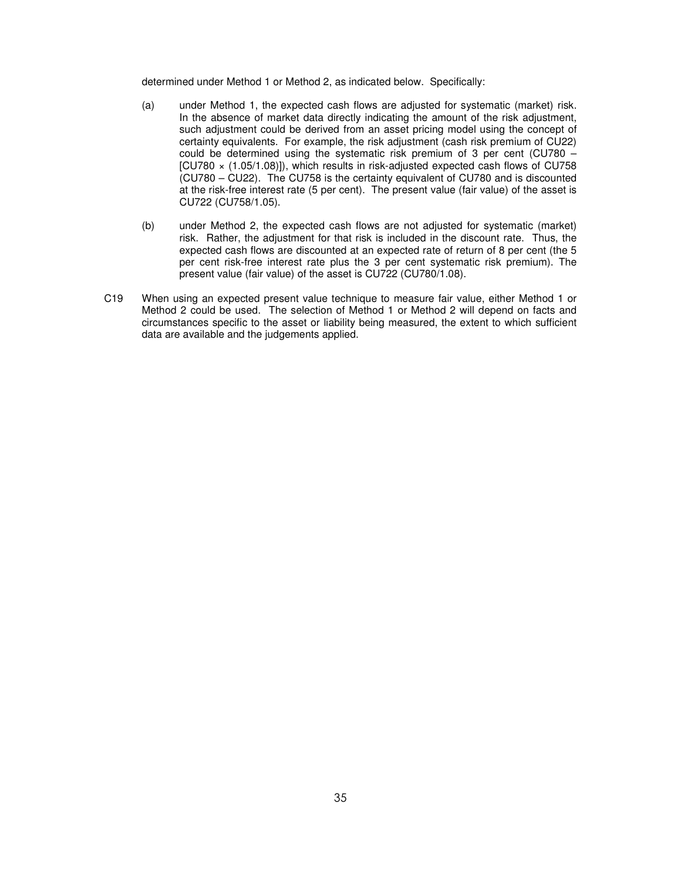determined under Method 1 or Method 2, as indicated below. Specifically:

(a) under Method 1, the expected cash flows are adjusted for systematic (market) risk. In the absence of market data directly indicating the amount of the risk adjustment, such adjustment could be derived from an asset pricing model using the concept of certainty equivalents. For example, the risk adjustment (cash risk premium of CU22) could be determined using the systematic risk premium of 3 per cent (CU780 – [CU780 × (1.05/1.08)]), which results in risk-adjusted expected cash flows of CU758 (CU780 – CU22). The CU758 is the certainty equivalent of CU780 and is discounted at the risk-free interest rate (5 per cent). The present value (fair value) of the asset is CU722 (CU758/1.05).

(b) under Method 2, the expected cash flows are not adjusted for systematic (market) risk. Rather, the adjustment for that risk is included in the discount rate. Thus, the expected cash flows are discounted at an expected rate of return of 8 per cent (the 5 per cent risk-free interest rate plus the 3 per cent systematic risk premium). The present value (fair value) of the asset is CU722 (CU780/1.08).

C19 When using an expected present value technique to measure fair value, either Method 1 or Method 2 could be used. The selection of Method 1 or Method 2 will depend on facts and circumstances specific to the asset or liability being measured, the extent to which sufficient data are available and the judgements applied.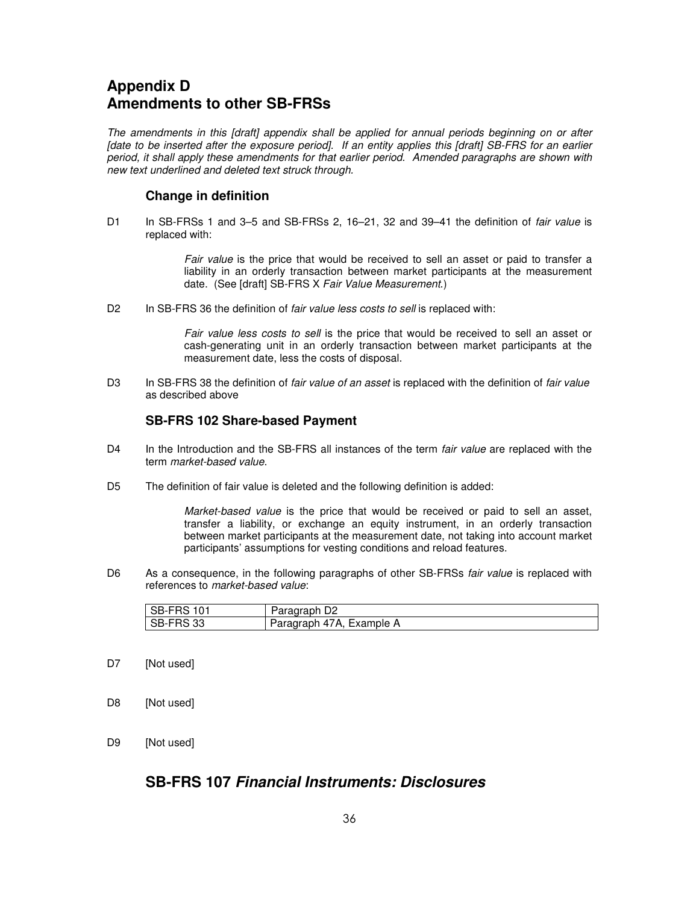# Appendix D
# Amendments to other SB-FRSs

*The amendments in this [draft] appendix shall be applied for annual periods beginning on or after [date to be inserted after the exposure period]. If an entity applies this [draft] SB-FRS for an earlier period, it shall apply these amendments for that earlier period. Amended paragraphs are shown with new text underlined and deleted text struck through.*

### Change in definition

D1 In SB-FRSs 1 and 3–5 and SB-FRSs 2, 16–21, 32 and 39–41 the definition of *fair value* is replaced with:

> *Fair value* is the price that would be received to sell an asset or paid to transfer a liability in an orderly transaction between market participants at the measurement date. (See [draft] SB-FRS X *Fair Value Measurement*.)

D2 In SB-FRS 36 the definition of *fair value less costs to sell* is replaced with:

> *Fair value less costs to sell* is the price that would be received to sell an asset or cash-generating unit in an orderly transaction between market participants at the measurement date, less the costs of disposal.

D3 In SB-FRS 38 the definition of *fair value of an asset* is replaced with the definition of *fair value* as described above

### SB-FRS 102 Share-based Payment

D4 In the Introduction and the SB-FRS all instances of the term *fair value* are replaced with the term *market-based value*.

D5 The definition of fair value is deleted and the following definition is added:

> *Market-based value* is the price that would be received or paid to sell an asset, transfer a liability, or exchange an equity instrument, in an orderly transaction between market participants at the measurement date, not taking into account market participants' assumptions for vesting conditions and reload features.

D6 As a consequence, in the following paragraphs of other SB-FRSs *fair value* is replaced with references to *market-based value*:

| | |
|---|---|
| SB-FRS 101 | Paragraph D2 |
| SB-FRS 33 | Paragraph 47A, Example A |

D7 [Not used]

D8 [Not used]

D9 [Not used]

## SB-FRS 107 *Financial Instruments: Disclosures*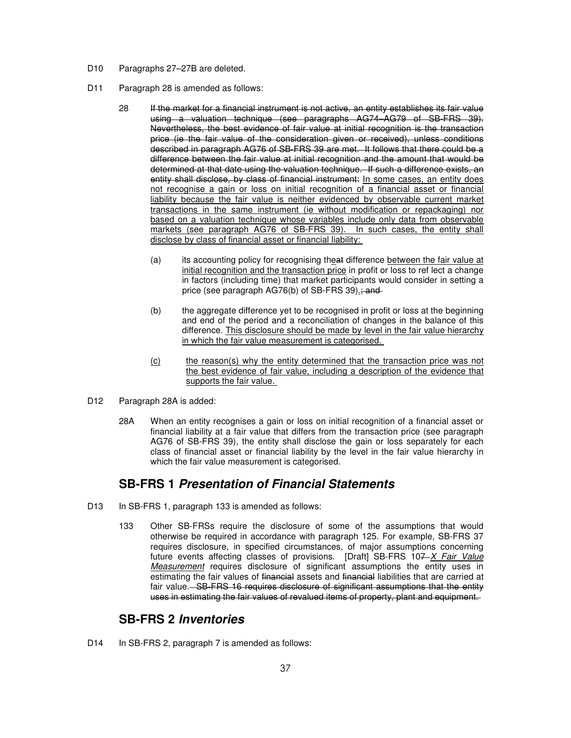D10 Paragraphs 27–27B are deleted.

D11 Paragraph 28 is amended as follows:

> 28 ~~If the market for a financial instrument is not active, an entity establishes its fair value using a valuation technique (see paragraphs AG74–AG79 of SB-FRS 39). Nevertheless, the best evidence of fair value at initial recognition is the transaction price (ie the fair value of the consideration given or received), unless conditions described in paragraph AG76 of SB-FRS 39 are met. It follows that there could be a difference between the fair value at initial recognition and the amount that would be determined at that date using the valuation technique. If such a difference exists, an entity shall disclose, by class of financial instrument:~~ <u>In some cases, an entity does not recognise a gain or loss on initial recognition of a financial asset or financial liability because the fair value is neither evidenced by observable current market transactions in the same instrument (ie without modification or repackaging) nor based on a valuation technique whose variables include only data from observable markets (see paragraph AG76 of SB-FRS 39). In such cases, the entity shall disclose by class of financial asset or financial liability:</u>
>
> (a) its accounting policy for recognising th<u>e</u>~~at~~ difference <u>between the fair value at initial recognition and the transaction price</u> in profit or loss to reflect a change in factors (including time) that market participants would consider in setting a price (see paragraph AG76(b) of SB-FRS 39)<u>.</u>~~; and~~
>
> (b) the aggregate difference yet to be recognised in profit or loss at the beginning and end of the period and a reconciliation of changes in the balance of this difference. <u>This disclosure should be made by level in the fair value hierarchy in which the fair value measurement is categorised.</u>
>
> <u>(c)</u> <u>the reason(s) why the entity determined that the transaction price was not the best evidence of fair value, including a description of the evidence that supports the fair value.</u>

D12 Paragraph 28A is added:

> 28A When an entity recognises a gain or loss on initial recognition of a financial asset or financial liability at a fair value that differs from the transaction price (see paragraph AG76 of SB-FRS 39), the entity shall disclose the gain or loss separately for each class of financial asset or financial liability by the level in the fair value hierarchy in which the fair value measurement is categorised.

## SB-FRS 1 *Presentation of Financial Statements*

D13 In SB-FRS 1, paragraph 133 is amended as follows:

> 133 Other SB-FRSs require the disclosure of some of the assumptions that would otherwise be required in accordance with paragraph 125. For example, SB-FRS 37 requires disclosure, in specified circumstances, of major assumptions concerning future events affecting classes of provisions. [Draft] SB-FRS 10~~7~~ <u>*X Fair Value Measurement*</u> requires disclosure of significant assumptions the entity uses in estimating the fair values of ~~financial~~ assets and ~~financial~~ liabilities that are carried at fair value. ~~SB-FRS 16 requires disclosure of significant assumptions that the entity uses in estimating the fair values of revalued items of property, plant and equipment.~~

## SB-FRS 2 *Inventories*

D14 In SB-FRS 2, paragraph 7 is amended as follows: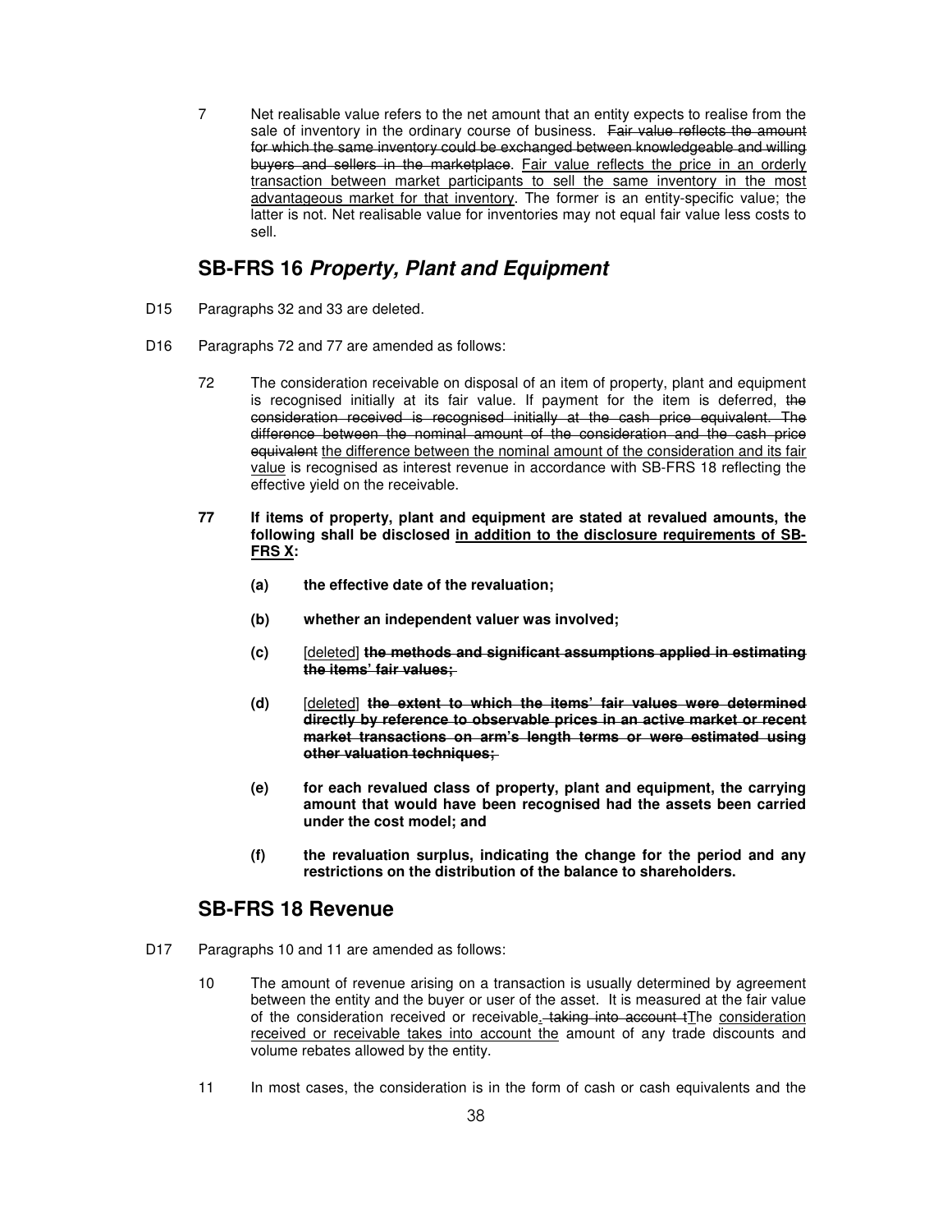7 Net realisable value refers to the net amount that an entity expects to realise from the sale of inventory in the ordinary course of business. ~~Fair value reflects the amount for which the same inventory could be exchanged between knowledgeable and willing buyers and sellers in the marketplace~~. <u>Fair value reflects the price in an orderly transaction between market participants to sell the same inventory in the most advantageous market for that inventory</u>. The former is an entity-specific value; the latter is not. Net realisable value for inventories may not equal fair value less costs to sell.

## SB-FRS 16 *Property, Plant and Equipment*

D15 Paragraphs 32 and 33 are deleted.

D16 Paragraphs 72 and 77 are amended as follows:

72 The consideration receivable on disposal of an item of property, plant and equipment is recognised initially at its fair value. If payment for the item is deferred, ~~the consideration received is recognised initially at the cash price equivalent. The difference between the nominal amount of the consideration and the cash price equivalent~~ <u>the difference between the nominal amount of the consideration and its fair value</u> is recognised as interest revenue in accordance with SB-FRS 18 reflecting the effective yield on the receivable.

**77 If items of property, plant and equipment are stated at revalued amounts, the following shall be disclosed <u>in addition to the disclosure requirements of SB-FRS X</u>:**

**(a) the effective date of the revaluation;**

**(b) whether an independent valuer was involved;**

**(c)** <u>[deleted]</u> **~~the methods and significant assumptions applied in estimating the items' fair values;~~**

**(d)** <u>[deleted]</u> **~~the extent to which the items' fair values were determined directly by reference to observable prices in an active market or recent market transactions on arm's length terms or were estimated using other valuation techniques;~~**

**(e) for each revalued class of property, plant and equipment, the carrying amount that would have been recognised had the assets been carried under the cost model; and**

**(f) the revaluation surplus, indicating the change for the period and any restrictions on the distribution of the balance to shareholders.**

## SB-FRS 18 Revenue

D17 Paragraphs 10 and 11 are amended as follows:

10 The amount of revenue arising on a transaction is usually determined by agreement between the entity and the buyer or user of the asset. It is measured at the fair value of the consideration received or receivable<u>.</u>~~, taking into account t~~<u>T</u>he <u>consideration received or receivable takes into account the</u> amount of any trade discounts and volume rebates allowed by the entity.

11 In most cases, the consideration is in the form of cash or cash equivalents and the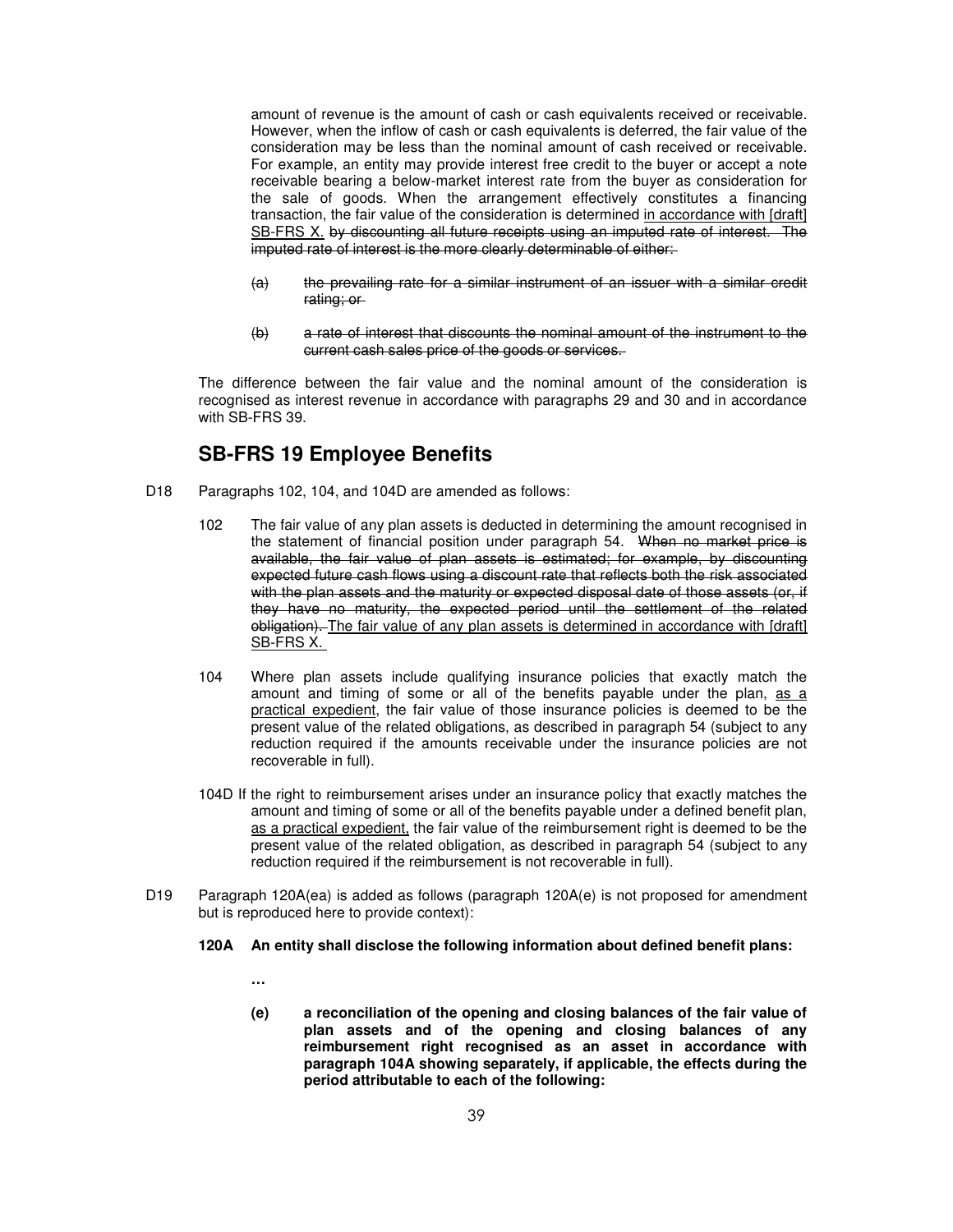amount of revenue is the amount of cash or cash equivalents received or receivable. However, when the inflow of cash or cash equivalents is deferred, the fair value of the consideration may be less than the nominal amount of cash received or receivable. For example, an entity may provide interest free credit to the buyer or accept a note receivable bearing a below-market interest rate from the buyer as consideration for the sale of goods. When the arrangement effectively constitutes a financing transaction, the fair value of the consideration is determined <u>in accordance with [draft] SB-FRS X.</u> ~~by discounting all future receipts using an imputed rate of interest. The imputed rate of interest is the more clearly determinable of either:~~

~~(a) the prevailing rate for a similar instrument of an issuer with a similar credit rating; or~~

~~(b) a rate of interest that discounts the nominal amount of the instrument to the current cash sales price of the goods or services.~~

The difference between the fair value and the nominal amount of the consideration is recognised as interest revenue in accordance with paragraphs 29 and 30 and in accordance with SB-FRS 39.

## SB-FRS 19 Employee Benefits

D18 Paragraphs 102, 104, and 104D are amended as follows:

102 The fair value of any plan assets is deducted in determining the amount recognised in the statement of financial position under paragraph 54. ~~When no market price is available, the fair value of plan assets is estimated; for example, by discounting expected future cash flows using a discount rate that reflects both the risk associated with the plan assets and the maturity or expected disposal date of those assets (or, if they have no maturity, the expected period until the settlement of the related obligation).~~ <u>The fair value of any plan assets is determined in accordance with [draft] SB-FRS X.</u>

104 Where plan assets include qualifying insurance policies that exactly match the amount and timing of some or all of the benefits payable under the plan, <u>as a practical expedient</u>, the fair value of those insurance policies is deemed to be the present value of the related obligations, as described in paragraph 54 (subject to any reduction required if the amounts receivable under the insurance policies are not recoverable in full).

104D If the right to reimbursement arises under an insurance policy that exactly matches the amount and timing of some or all of the benefits payable under a defined benefit plan, <u>as a practical expedient,</u> the fair value of the reimbursement right is deemed to be the present value of the related obligation, as described in paragraph 54 (subject to any reduction required if the reimbursement is not recoverable in full).

D19 Paragraph 120A(ea) is added as follows (paragraph 120A(e) is not proposed for amendment but is reproduced here to provide context):

**120A An entity shall disclose the following information about defined benefit plans:**

**…**

**(e) a reconciliation of the opening and closing balances of the fair value of plan assets and of the opening and closing balances of any reimbursement right recognised as an asset in accordance with paragraph 104A showing separately, if applicable, the effects during the period attributable to each of the following:**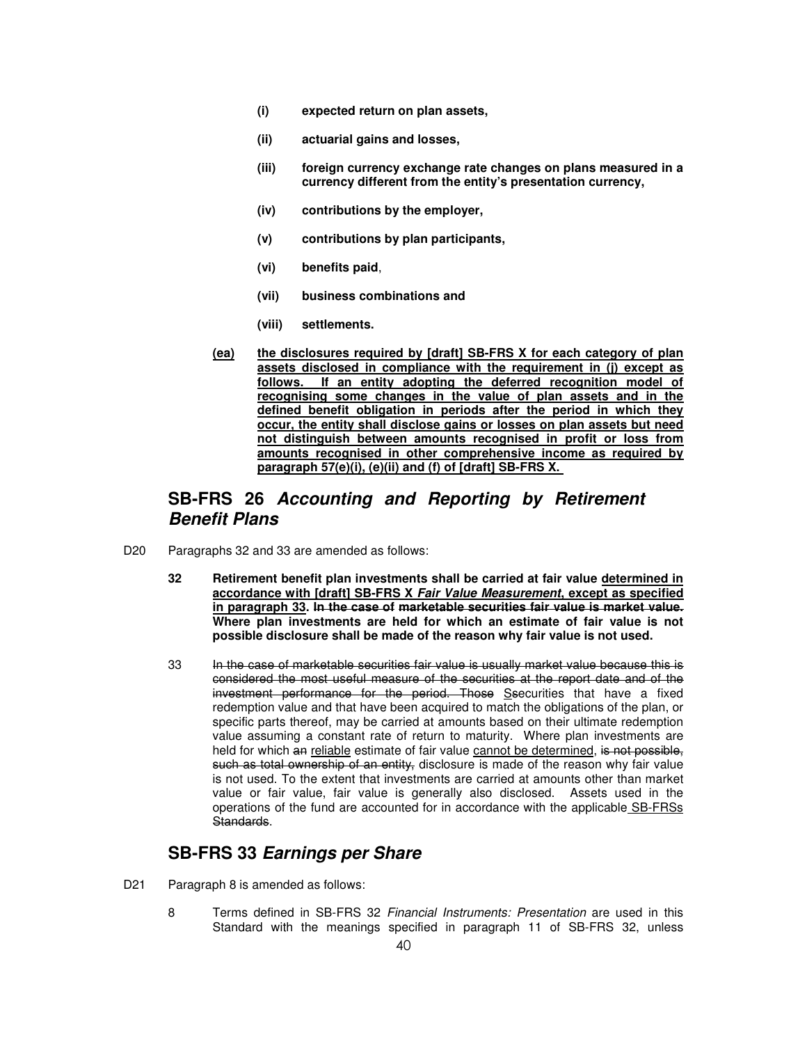- **(i) expected return on plan assets,**

- **(ii) actuarial gains and losses,**

- **(iii) foreign currency exchange rate changes on plans measured in a currency different from the entity's presentation currency,**

- **(iv) contributions by the employer,**

- **(v) contributions by plan participants,**

- **(vi) benefits paid,**

- **(vii) business combinations and**

- **(viii) settlements.**

<u>**(ea)**</u> <u>**the disclosures required by [draft] SB-FRS X for each category of plan assets disclosed in compliance with the requirement in (j) except as follows. If an entity adopting the deferred recognition model of recognising some changes in the value of plan assets and in the defined benefit obligation in periods after the period in which they occur, the entity shall disclose gains or losses on plan assets but need not distinguish between amounts recognised in profit or loss from amounts recognised in other comprehensive income as required by paragraph 57(e)(i), (e)(ii) and (f) of [draft] SB-FRS X.**</u>

## SB-FRS 26 *Accounting and Reporting by Retirement Benefit Plans*

D20 Paragraphs 32 and 33 are amended as follows:

**32 Retirement benefit plan investments shall be carried at fair value <u>determined in accordance with [draft] SB-FRS X *Fair Value Measurement*, except as specified in paragraph 33</u>. ~~In the case of marketable securities fair value is market value.~~ Where plan investments are held for which an estimate of fair value is not possible disclosure shall be made of the reason why fair value is not used.**

33 ~~In the case of marketable securities fair value is usually market value because this is considered the most useful measure of the securities at the report date and of the investment performance for the period. Those~~ <u>S</u>~~s~~ecurities that have a fixed redemption value and that have been acquired to match the obligations of the plan, or specific parts thereof, may be carried at amounts based on their ultimate redemption value assuming a constant rate of return to maturity. Where plan investments are held for which ~~an~~ <u>reliable</u> estimate of fair value <u>cannot be determined</u>, ~~is not possible, such as total ownership of an entity,~~ disclosure is made of the reason why fair value is not used. To the extent that investments are carried at amounts other than market value or fair value, fair value is generally also disclosed. Assets used in the operations of the fund are accounted for in accordance with the applicable <u>SB-FRSs</u> ~~Standards~~.

## SB-FRS 33 *Earnings per Share*

D21 Paragraph 8 is amended as follows:

8 Terms defined in SB-FRS 32 *Financial Instruments: Presentation* are used in this Standard with the meanings specified in paragraph 11 of SB-FRS 32, unless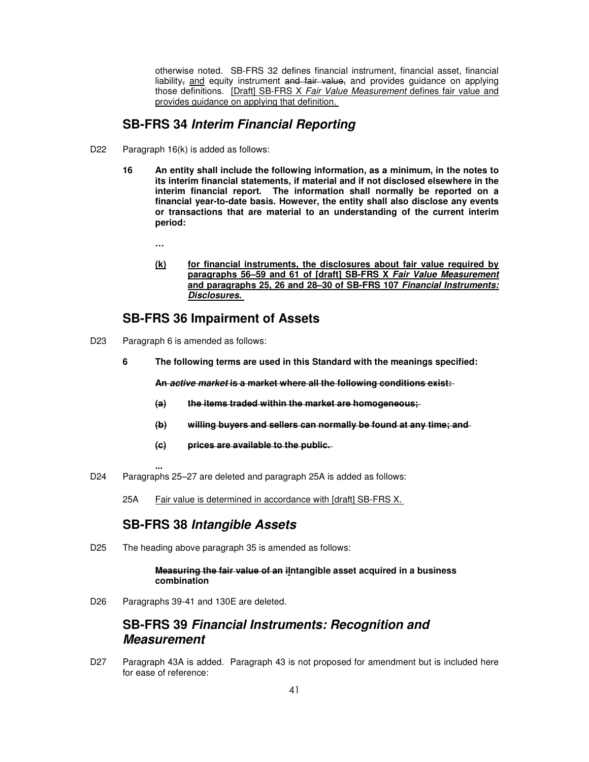otherwise noted. SB-FRS 32 defines financial instrument, financial asset, financial liability~~,~~ <u>and</u> equity instrument ~~and fair value,~~ and provides guidance on applying those definitions. <u>[Draft] SB-FRS X *Fair Value Measurement* defines fair value and provides guidance on applying that definition.</u>

## SB-FRS 34 *Interim Financial Reporting*

D22 Paragraph 16(k) is added as follows:

**16 An entity shall include the following information, as a minimum, in the notes to its interim financial statements, if material and if not disclosed elsewhere in the interim financial report. The information shall normally be reported on a financial year-to-date basis. However, the entity shall also disclose any events or transactions that are material to an understanding of the current interim period:**

**…**

**<u>(k) for financial instruments, the disclosures about fair value required by paragraphs 56–59 and 61 of [draft] SB-FRS X *Fair Value Measurement* and paragraphs 25, 26 and 28–30 of SB-FRS 107 *Financial Instruments: Disclosures.*</u>**

## SB-FRS 36 Impairment of Assets

D23 Paragraph 6 is amended as follows:

**6 The following terms are used in this Standard with the meanings specified:**

~~**An *active market* is a market where all the following conditions exist:**~~

~~**(a) the items traded within the market are homogeneous;**~~

~~**(b) willing buyers and sellers can normally be found at any time; and**~~

~~**(c) prices are available to the public.**~~

**...**

D24 Paragraphs 25–27 are deleted and paragraph 25A is added as follows:

25A <u>Fair value is determined in accordance with [draft] SB-FRS X.</u>

## SB-FRS 38 *Intangible Assets*

D25 The heading above paragraph 35 is amended as follows:

**~~Measuring the fair value of an i~~<u>I</u>ntangible asset acquired in a business combination**

D26 Paragraphs 39-41 and 130E are deleted.

## SB-FRS 39 *Financial Instruments: Recognition and Measurement*

D27 Paragraph 43A is added. Paragraph 43 is not proposed for amendment but is included here for ease of reference: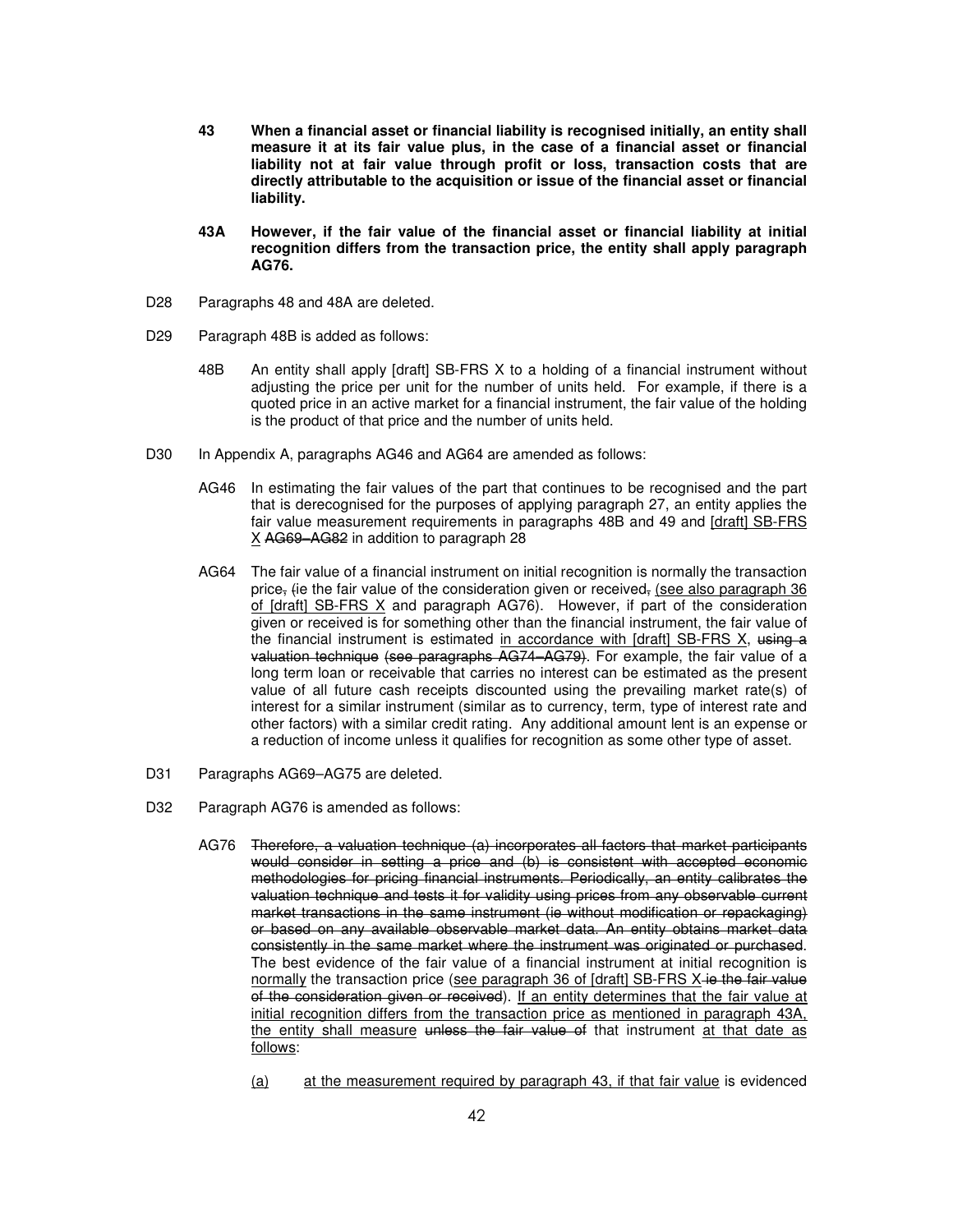**43 When a financial asset or financial liability is recognised initially, an entity shall measure it at its fair value plus, in the case of a financial asset or financial liability not at fair value through profit or loss, transaction costs that are directly attributable to the acquisition or issue of the financial asset or financial liability.**

**43A However, if the fair value of the financial asset or financial liability at initial recognition differs from the transaction price, the entity shall apply paragraph AG76.**

D28 Paragraphs 48 and 48A are deleted.

D29 Paragraph 48B is added as follows:

> 48B An entity shall apply [draft] SB-FRS X to a holding of a financial instrument without adjusting the price per unit for the number of units held. For example, if there is a quoted price in an active market for a financial instrument, the fair value of the holding is the product of that price and the number of units held.

D30 In Appendix A, paragraphs AG46 and AG64 are amended as follows:

> AG46 In estimating the fair values of the part that continues to be recognised and the part that is derecognised for the purposes of applying paragraph 27, an entity applies the fair value measurement requirements in paragraphs 48B and 49 and <u>[draft] SB-FRS X</u> ~~AG69–AG82~~ in addition to paragraph 28
>
> AG64 The fair value of a financial instrument on initial recognition is normally the transaction price~~,~~ ~~(ie the fair value of the consideration given or received,~~ <u>(see also paragraph 36 of [draft] SB-FRS X</u> and paragraph AG76). However, if part of the consideration given or received is for something other than the financial instrument, the fair value of the financial instrument is estimated <u>in accordance with [draft] SB-FRS X</u>, ~~using a valuation technique (see paragraphs AG74–AG79)~~. For example, the fair value of a long term loan or receivable that carries no interest can be estimated as the present value of all future cash receipts discounted using the prevailing market rate(s) of interest for a similar instrument (similar as to currency, term, type of interest rate and other factors) with a similar credit rating. Any additional amount lent is an expense or a reduction of income unless it qualifies for recognition as some other type of asset.

D31 Paragraphs AG69–AG75 are deleted.

D32 Paragraph AG76 is amended as follows:

> AG76 ~~Therefore, a valuation technique (a) incorporates all factors that market participants would consider in setting a price and (b) is consistent with accepted economic methodologies for pricing financial instruments. Periodically, an entity calibrates the valuation technique and tests it for validity using prices from any observable current market transactions in the same instrument (ie without modification or repackaging) or based on any available observable market data. An entity obtains market data consistently in the same market where the instrument was originated or purchased.~~ The best evidence of the fair value of a financial instrument at initial recognition is <u>normally</u> the transaction price (<u>see paragraph 36 of [draft] SB-FRS X</u> ~~ie the fair value of the consideration given or received~~). <u>If an entity determines that the fair value at initial recognition differs from the transaction price as mentioned in paragraph 43A, the entity shall measure</u> ~~unless the fair value of~~ that instrument <u>at that date as follows</u>:
>
> <u>(a)</u> <u>at the measurement required by paragraph 43, if that fair value</u> is evidenced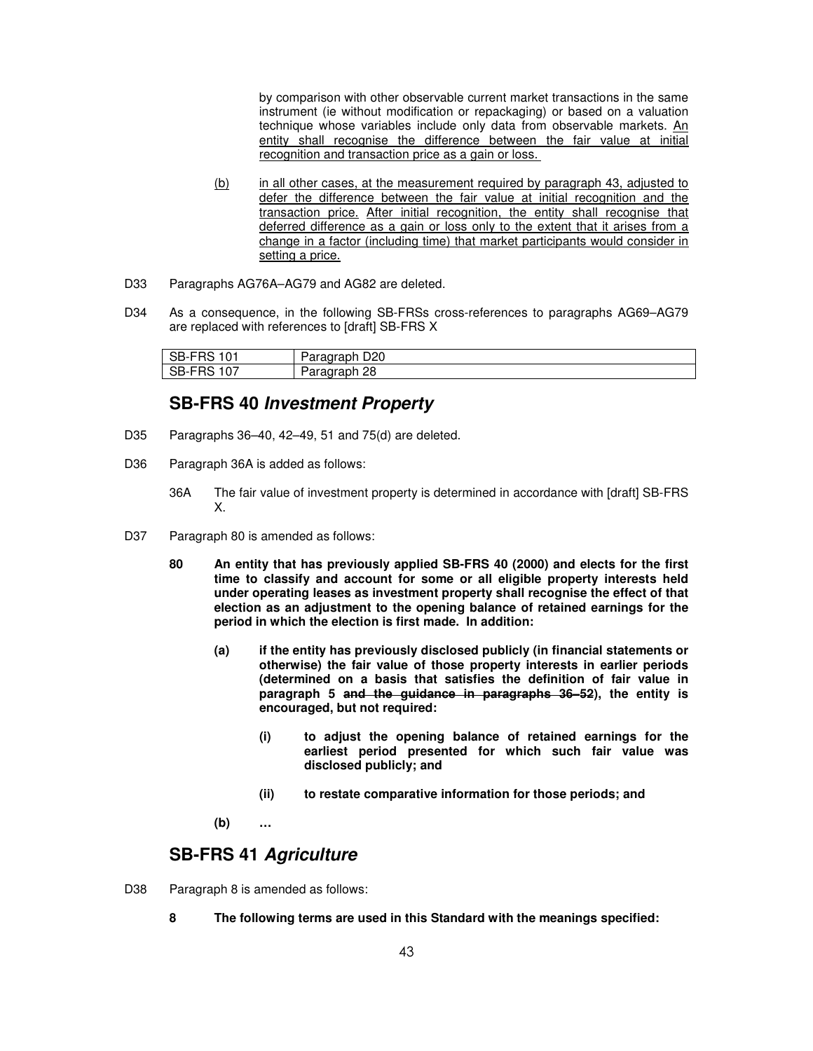by comparison with other observable current market transactions in the same instrument (ie without modification or repackaging) or based on a valuation technique whose variables include only data from observable markets. <u>An entity shall recognise the difference between the fair value at initial recognition and transaction price as a gain or loss.</u>

<u>(b)</u> <u>in all other cases, at the measurement required by paragraph 43, adjusted to defer the difference between the fair value at initial recognition and the transaction price.</u> <u>After initial recognition, the entity shall recognise that deferred difference as a gain or loss only to the extent that it arises from a change in a factor (including time) that market participants would consider in setting a price.</u>

D33 Paragraphs AG76A–AG79 and AG82 are deleted.

D34 As a consequence, in the following SB-FRSs cross-references to paragraphs AG69–AG79 are replaced with references to [draft] SB-FRS X

| SB-FRS 101 | Paragraph D20 |
|---|---|
| SB-FRS 107 | Paragraph 28 |

## SB-FRS 40 *Investment Property*

D35 Paragraphs 36–40, 42–49, 51 and 75(d) are deleted.

D36 Paragraph 36A is added as follows:

36A The fair value of investment property is determined in accordance with [draft] SB-FRS X.

D37 Paragraph 80 is amended as follows:

**80 An entity that has previously applied SB-FRS 40 (2000) and elects for the first time to classify and account for some or all eligible property interests held under operating leases as investment property shall recognise the effect of that election as an adjustment to the opening balance of retained earnings for the period in which the election is first made. In addition:**

**(a) if the entity has previously disclosed publicly (in financial statements or otherwise) the fair value of those property interests in earlier periods (determined on a basis that satisfies the definition of fair value in paragraph 5 ~~and the guidance in paragraphs 36–52~~), the entity is encouraged, but not required:**

**(i) to adjust the opening balance of retained earnings for the earliest period presented for which such fair value was disclosed publicly; and**

**(ii) to restate comparative information for those periods; and**

**(b) …**

## SB-FRS 41 *Agriculture*

D38 Paragraph 8 is amended as follows:

**8 The following terms are used in this Standard with the meanings specified:**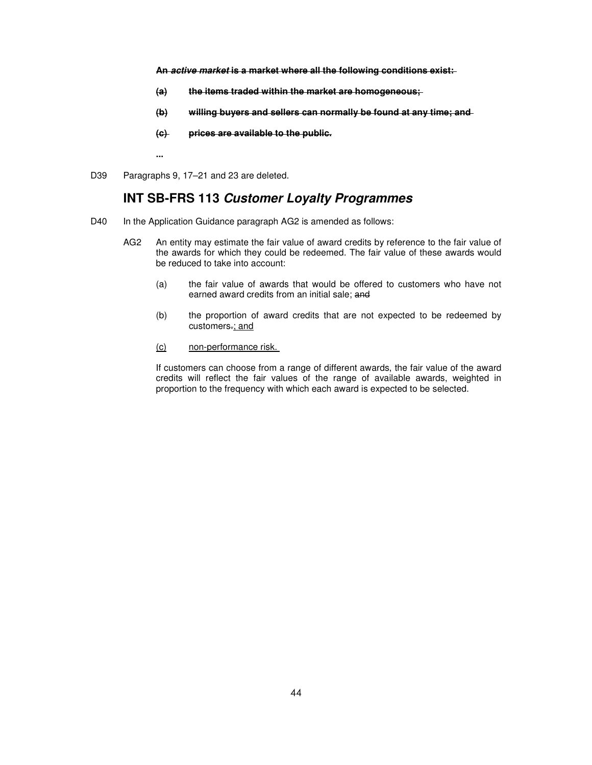~~**An *active market* is a market where all the following conditions exist:**~~

~~**(a) the items traded within the market are homogeneous;**~~

~~**(b) willing buyers and sellers can normally be found at any time; and**~~

~~**(c) prices are available to the public.**~~

...

D39 Paragraphs 9, 17–21 and 23 are deleted.

## INT SB-FRS 113 *Customer Loyalty Programmes*

D40 In the Application Guidance paragraph AG2 is amended as follows:

AG2 An entity may estimate the fair value of award credits by reference to the fair value of the awards for which they could be redeemed. The fair value of these awards would be reduced to take into account:

(a) the fair value of awards that would be offered to customers who have not earned award credits from an initial sale; ~~and~~

(b) the proportion of award credits that are not expected to be redeemed by customers~~.~~<u>; and</u>

<u>(c) non-performance risk.</u>

If customers can choose from a range of different awards, the fair value of the award credits will reflect the fair values of the range of available awards, weighted in proportion to the frequency with which each award is expected to be selected.